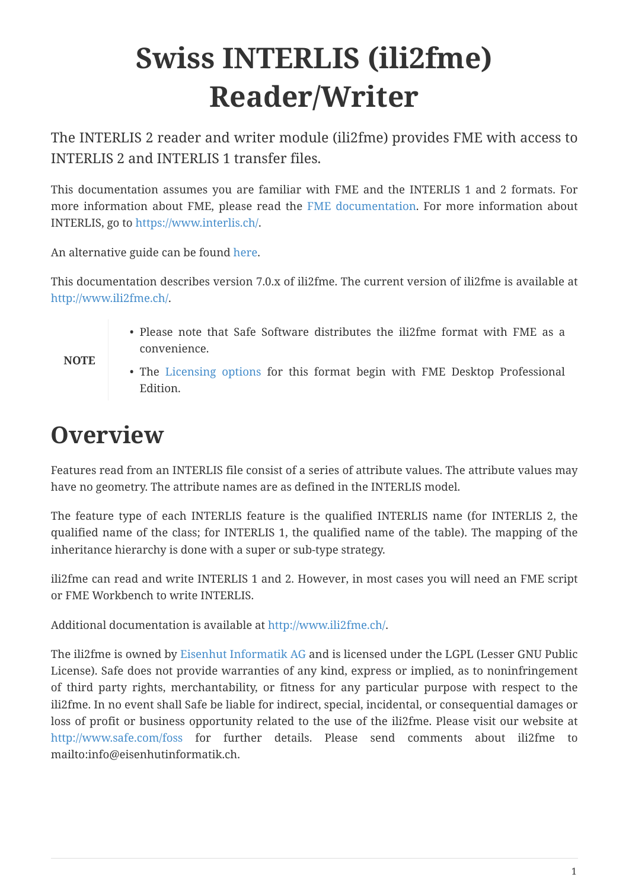# Swiss INTERLIS (ili2fme) Reader/Writer

The INTERLIS 2 reader and writer module (ili2fme) provides FME with access to INTERLIS 2 and INTERLIS 1 transfer files.

This documentation assumes you are familiar with FME and the INTERLIS 1 and 2 formats. For more information about FME, please read the FME documentation. For more information about INTERLIS, go to https://www.interlis.ch/.

An alternative guide can be found here.

This documentation describes version 7.0.x of ili2fme. The current version of ili2fme is available at http://www.ili2fme.ch/.

> **NOTE**
>
> - Please note that Safe Software distributes the ili2fme format with FME as a convenience.
> - The Licensing options for this format begin with FME Desktop Professional Edition.

## Overview

Features read from an INTERLIS file consist of a series of attribute values. The attribute values may have no geometry. The attribute names are as defined in the INTERLIS model.

The feature type of each INTERLIS feature is the qualified INTERLIS name (for INTERLIS 2, the qualified name of the class; for INTERLIS 1, the qualified name of the table). The mapping of the inheritance hierarchy is done with a super or sub-type strategy.

ili2fme can read and write INTERLIS 1 and 2. However, in most cases you will need an FME script or FME Workbench to write INTERLIS.

Additional documentation is available at http://www.ili2fme.ch/.

The ili2fme is owned by Eisenhut Informatik AG and is licensed under the LGPL (Lesser GNU Public License). Safe does not provide warranties of any kind, express or implied, as to noninfringement of third party rights, merchantability, or fitness for any particular purpose with respect to the ili2fme. In no event shall Safe be liable for indirect, special, incidental, or consequential damages or loss of profit or business opportunity related to the use of the ili2fme. Please visit our website at http://www.safe.com/foss for further details. Please send comments about ili2fme to mailto:info@eisenhutinformatik.ch.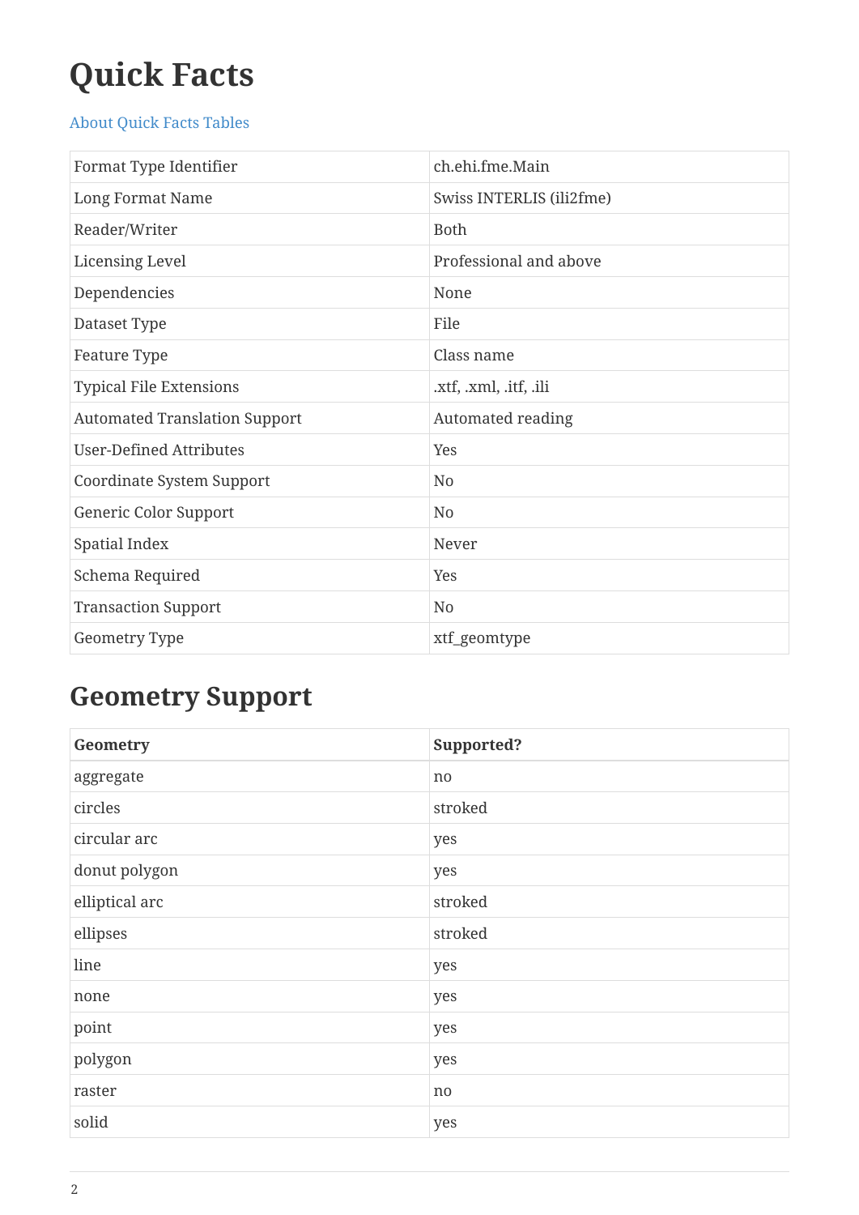# Quick Facts

About Quick Facts Tables

| | |
|---|---|
| Format Type Identifier | ch.ehi.fme.Main |
| Long Format Name | Swiss INTERLIS (ili2fme) |
| Reader/Writer | Both |
| Licensing Level | Professional and above |
| Dependencies | None |
| Dataset Type | File |
| Feature Type | Class name |
| Typical File Extensions | .xtf, .xml, .itf, .ili |
| Automated Translation Support | Automated reading |
| User-Defined Attributes | Yes |
| Coordinate System Support | No |
| Generic Color Support | No |
| Spatial Index | Never |
| Schema Required | Yes |
| Transaction Support | No |
| Geometry Type | xtf_geomtype |

## Geometry Support

| Geometry | Supported? |
|---|---|
| aggregate | no |
| circles | stroked |
| circular arc | yes |
| donut polygon | yes |
| elliptical arc | stroked |
| ellipses | stroked |
| line | yes |
| none | yes |
| point | yes |
| polygon | yes |
| raster | no |
| solid | yes |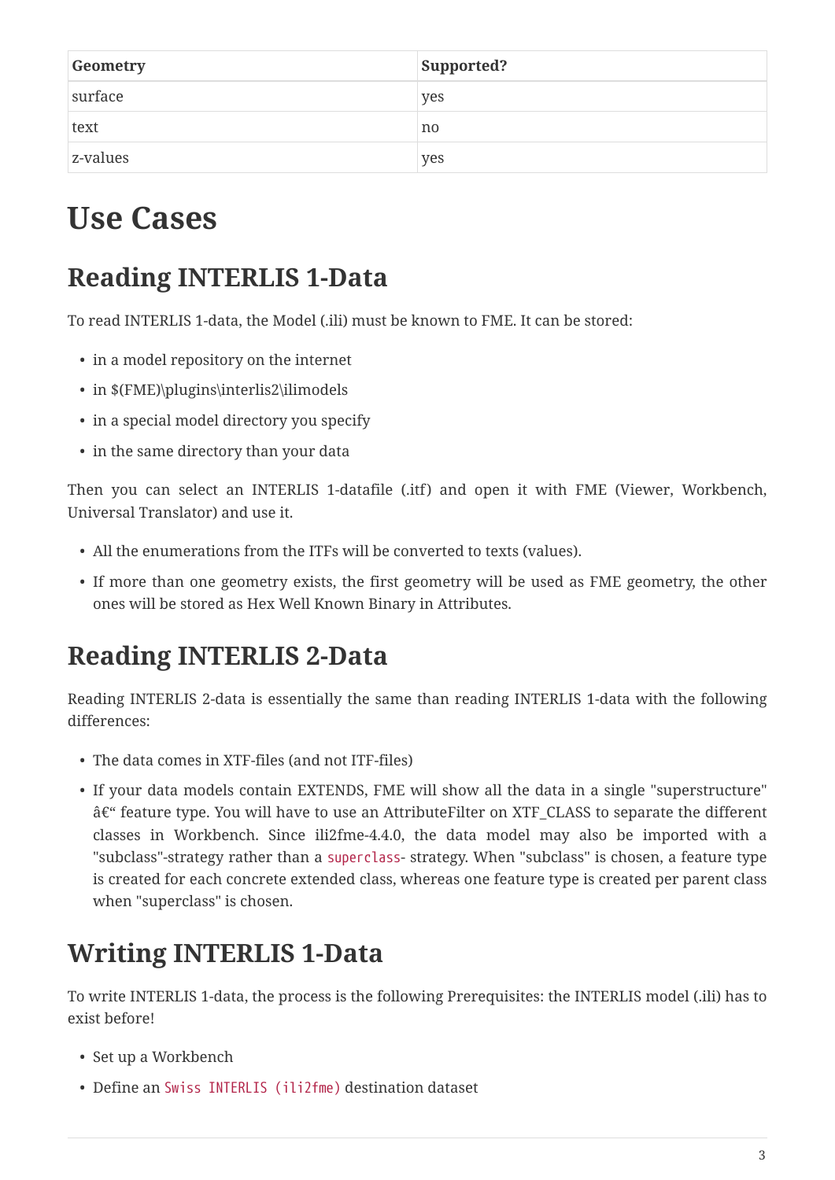| Geometry | Supported? |
| --- | --- |
| surface | yes |
| text | no |
| z-values | yes |

# Use Cases

## Reading INTERLIS 1-Data

To read INTERLIS 1-data, the Model (.ili) must be known to FME. It can be stored:

- in a model repository on the internet
- in $(FME)\plugins\interlis2\ilimodels
- in a special model directory you specify
- in the same directory than your data

Then you can select an INTERLIS 1-datafile (.itf) and open it with FME (Viewer, Workbench, Universal Translator) and use it.

- All the enumerations from the ITFs will be converted to texts (values).
- If more than one geometry exists, the first geometry will be used as FME geometry, the other ones will be stored as Hex Well Known Binary in Attributes.

## Reading INTERLIS 2-Data

Reading INTERLIS 2-data is essentially the same than reading INTERLIS 1-data with the following differences:

- The data comes in XTF-files (and not ITF-files)
- If your data models contain EXTENDS, FME will show all the data in a single "superstructure" â€“ feature type. You will have to use an AttributeFilter on XTF_CLASS to separate the different classes in Workbench. Since ili2fme-4.4.0, the data model may also be imported with a "subclass"-strategy rather than a `superclass`- strategy. When "subclass" is chosen, a feature type is created for each concrete extended class, whereas one feature type is created per parent class when "superclass" is chosen.

## Writing INTERLIS 1-Data

To write INTERLIS 1-data, the process is the following Prerequisites: the INTERLIS model (.ili) has to exist before!

- Set up a Workbench
- Define an `Swiss INTERLIS (ili2fme)` destination dataset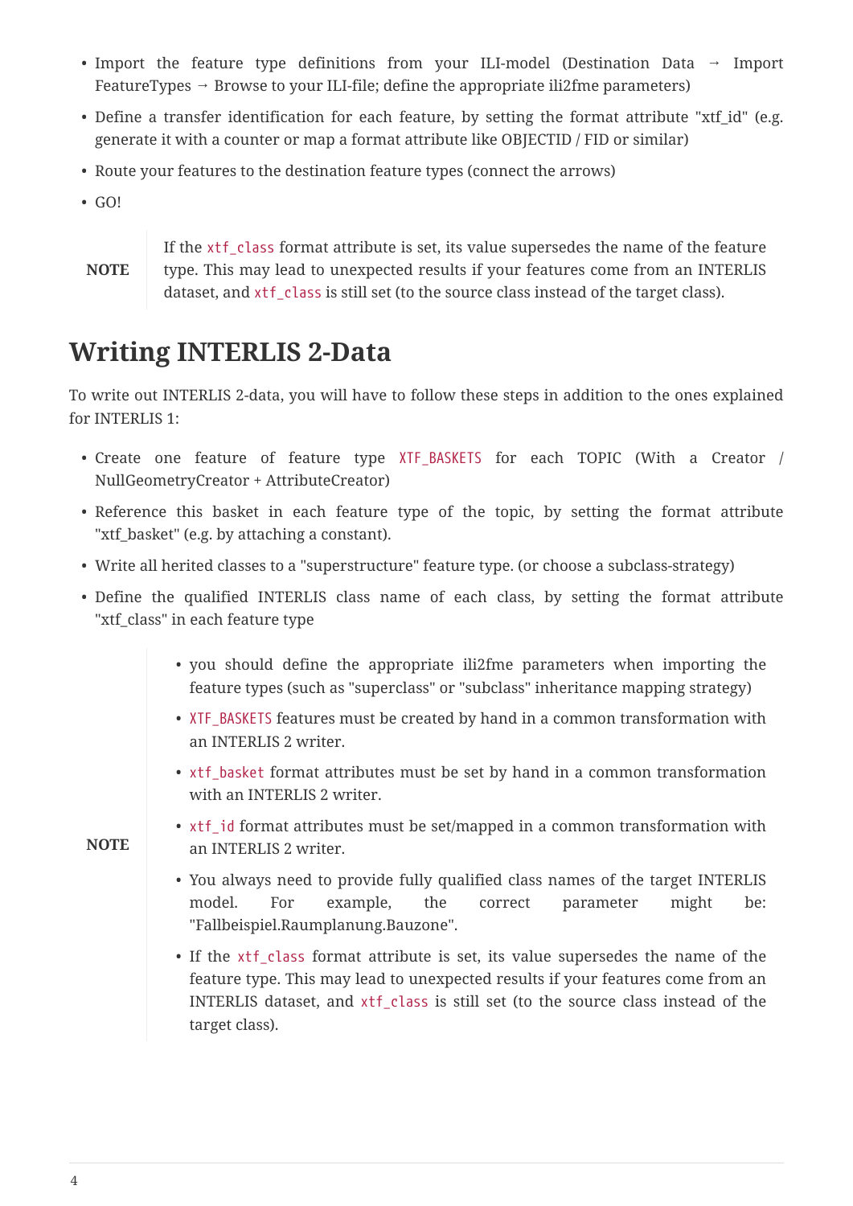- Import the feature type definitions from your ILI-model (Destination Data → Import FeatureTypes → Browse to your ILI-file; define the appropriate ili2fme parameters)
- Define a transfer identification for each feature, by setting the format attribute "xtf_id" (e.g. generate it with a counter or map a format attribute like OBJECTID / FID or similar)
- Route your features to the destination feature types (connect the arrows)
- GO!

> **NOTE**
>
> If the `xtf_class` format attribute is set, its value supersedes the name of the feature type. This may lead to unexpected results if your features come from an INTERLIS dataset, and `xtf_class` is still set (to the source class instead of the target class).

## Writing INTERLIS 2-Data

To write out INTERLIS 2-data, you will have to follow these steps in addition to the ones explained for INTERLIS 1:

- Create one feature of feature type `XTF_BASKETS` for each TOPIC (With a Creator / NullGeometryCreator + AttributeCreator)
- Reference this basket in each feature type of the topic, by setting the format attribute "xtf_basket" (e.g. by attaching a constant).
- Write all herited classes to a "superstructure" feature type. (or choose a subclass-strategy)
- Define the qualified INTERLIS class name of each class, by setting the format attribute "xtf_class" in each feature type

> **NOTE**
>
> - you should define the appropriate ili2fme parameters when importing the feature types (such as "superclass" or "subclass" inheritance mapping strategy)
> - `XTF_BASKETS` features must be created by hand in a common transformation with an INTERLIS 2 writer.
> - `xtf_basket` format attributes must be set by hand in a common transformation with an INTERLIS 2 writer.
> - `xtf_id` format attributes must be set/mapped in a common transformation with an INTERLIS 2 writer.
> - You always need to provide fully qualified class names of the target INTERLIS model. For example, the correct parameter might be: "Fallbeispiel.Raumplanung.Bauzone".
> - If the `xtf_class` format attribute is set, its value supersedes the name of the feature type. This may lead to unexpected results if your features come from an INTERLIS dataset, and `xtf_class` is still set (to the source class instead of the target class).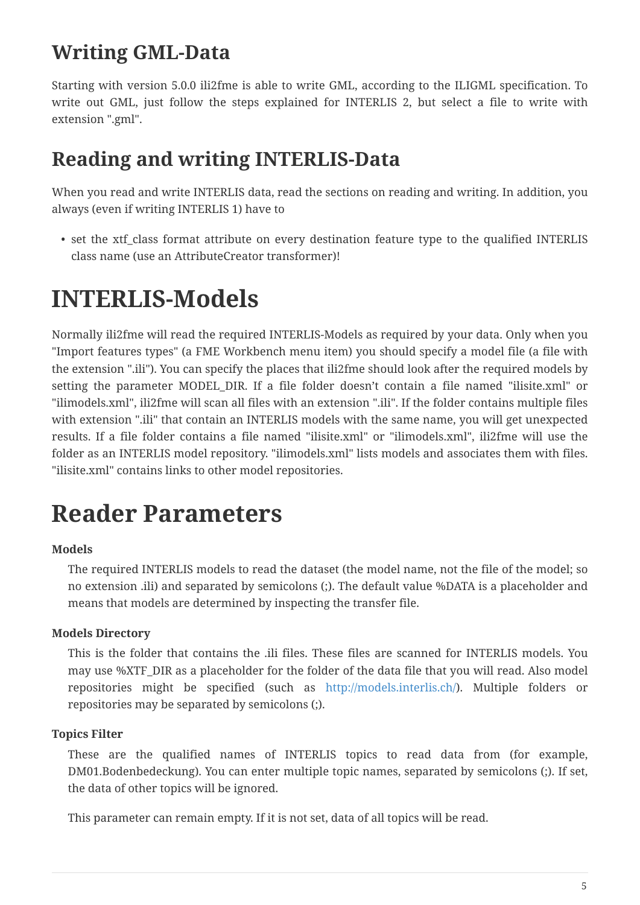## Writing GML-Data

Starting with version 5.0.0 ili2fme is able to write GML, according to the ILIGML specification. To write out GML, just follow the steps explained for INTERLIS 2, but select a file to write with extension ".gml".

## Reading and writing INTERLIS-Data

When you read and write INTERLIS data, read the sections on reading and writing. In addition, you always (even if writing INTERLIS 1) have to

- set the xtf_class format attribute on every destination feature type to the qualified INTERLIS class name (use an AttributeCreator transformer)!

# INTERLIS-Models

Normally ili2fme will read the required INTERLIS-Models as required by your data. Only when you "Import features types" (a FME Workbench menu item) you should specify a model file (a file with the extension ".ili"). You can specify the places that ili2fme should look after the required models by setting the parameter MODEL_DIR. If a file folder doesn't contain a file named "ilisite.xml" or "ilimodels.xml", ili2fme will scan all files with an extension ".ili". If the folder contains multiple files with extension ".ili" that contain an INTERLIS models with the same name, you will get unexpected results. If a file folder contains a file named "ilisite.xml" or "ilimodels.xml", ili2fme will use the folder as an INTERLIS model repository. "ilimodels.xml" lists models and associates them with files. "ilisite.xml" contains links to other model repositories.

# Reader Parameters

**Models**

The required INTERLIS models to read the dataset (the model name, not the file of the model; so no extension .ili) and separated by semicolons (;). The default value %DATA is a placeholder and means that models are determined by inspecting the transfer file.

**Models Directory**

This is the folder that contains the .ili files. These files are scanned for INTERLIS models. You may use %XTF_DIR as a placeholder for the folder of the data file that you will read. Also model repositories might be specified (such as http://models.interlis.ch/). Multiple folders or repositories may be separated by semicolons (;).

**Topics Filter**

These are the qualified names of INTERLIS topics to read data from (for example, DM01.Bodenbedeckung). You can enter multiple topic names, separated by semicolons (;). If set, the data of other topics will be ignored.

This parameter can remain empty. If it is not set, data of all topics will be read.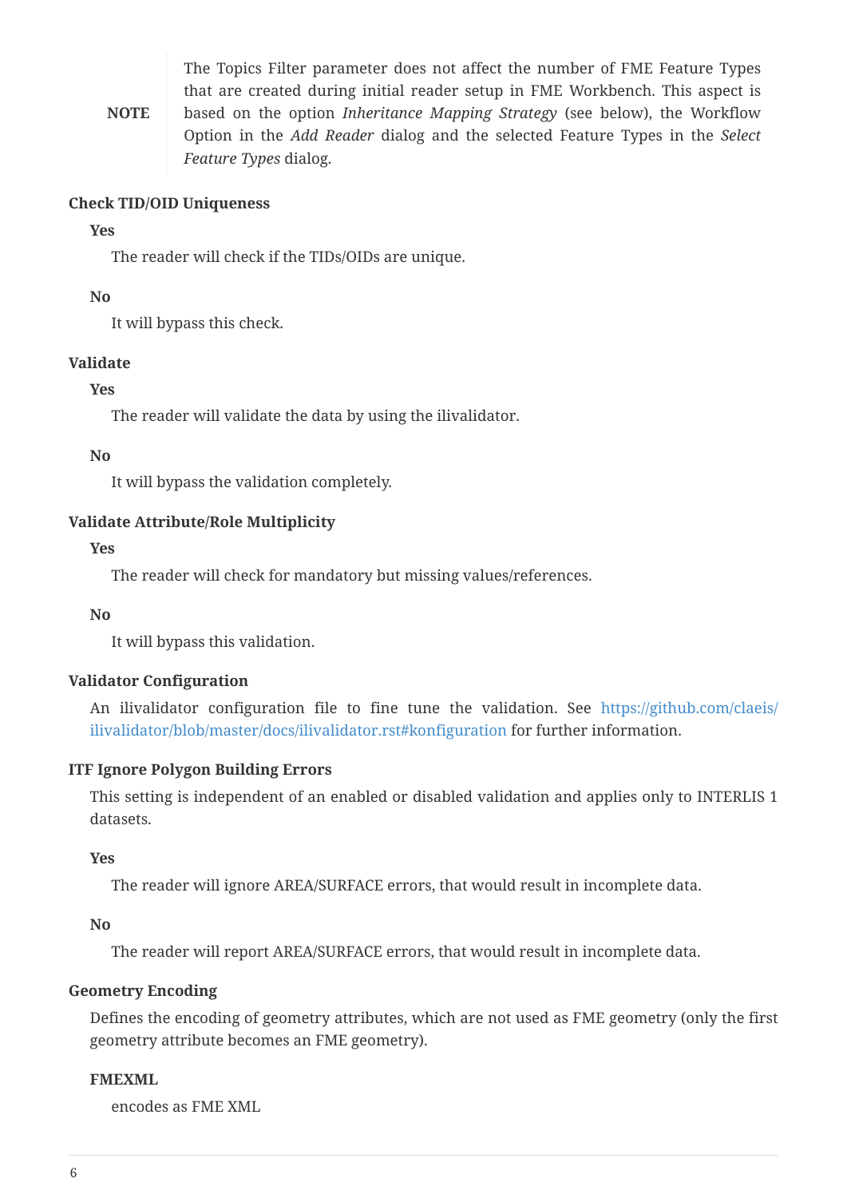> **NOTE**
>
> The Topics Filter parameter does not affect the number of FME Feature Types that are created during initial reader setup in FME Workbench. This aspect is based on the option *Inheritance Mapping Strategy* (see below), the Workflow Option in the *Add Reader* dialog and the selected Feature Types in the *Select Feature Types* dialog.

**Check TID/OID Uniqueness**

**Yes**

The reader will check if the TIDs/OIDs are unique.

**No**

It will bypass this check.

**Validate**

**Yes**

The reader will validate the data by using the ilivalidator.

**No**

It will bypass the validation completely.

**Validate Attribute/Role Multiplicity**

**Yes**

The reader will check for mandatory but missing values/references.

**No**

It will bypass this validation.

**Validator Configuration**

An ilivalidator configuration file to fine tune the validation. See https://github.com/claeis/ilivalidator/blob/master/docs/ilivalidator.rst#konfiguration for further information.

**ITF Ignore Polygon Building Errors**

This setting is independent of an enabled or disabled validation and applies only to INTERLIS 1 datasets.

**Yes**

The reader will ignore AREA/SURFACE errors, that would result in incomplete data.

**No**

The reader will report AREA/SURFACE errors, that would result in incomplete data.

**Geometry Encoding**

Defines the encoding of geometry attributes, which are not used as FME geometry (only the first geometry attribute becomes an FME geometry).

**FMEXML**

encodes as FME XML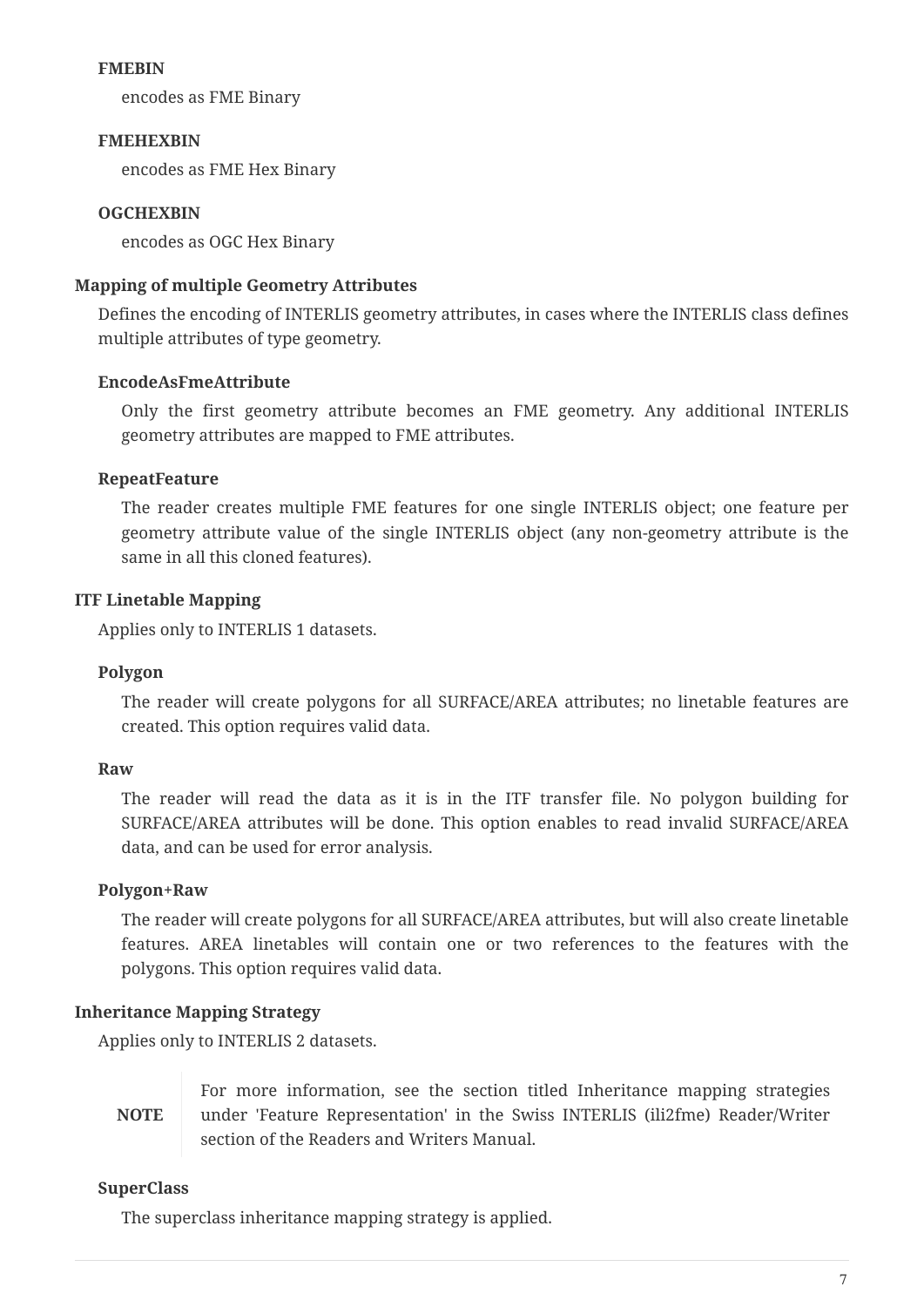**FMEBIN**

encodes as FME Binary

**FMEHEXBIN**

encodes as FME Hex Binary

**OGCHEXBIN**

encodes as OGC Hex Binary

**Mapping of multiple Geometry Attributes**

Defines the encoding of INTERLIS geometry attributes, in cases where the INTERLIS class defines multiple attributes of type geometry.

**EncodeAsFmeAttribute**

Only the first geometry attribute becomes an FME geometry. Any additional INTERLIS geometry attributes are mapped to FME attributes.

**RepeatFeature**

The reader creates multiple FME features for one single INTERLIS object; one feature per geometry attribute value of the single INTERLIS object (any non-geometry attribute is the same in all this cloned features).

**ITF Linetable Mapping**

Applies only to INTERLIS 1 datasets.

**Polygon**

The reader will create polygons for all SURFACE/AREA attributes; no linetable features are created. This option requires valid data.

**Raw**

The reader will read the data as it is in the ITF transfer file. No polygon building for SURFACE/AREA attributes will be done. This option enables to read invalid SURFACE/AREA data, and can be used for error analysis.

**Polygon+Raw**

The reader will create polygons for all SURFACE/AREA attributes, but will also create linetable features. AREA linetables will contain one or two references to the features with the polygons. This option requires valid data.

**Inheritance Mapping Strategy**

Applies only to INTERLIS 2 datasets.

| NOTE | For more information, see the section titled Inheritance mapping strategies under 'Feature Representation' in the Swiss INTERLIS (ili2fme) Reader/Writer section of the Readers and Writers Manual. |
|---|---|

**SuperClass**

The superclass inheritance mapping strategy is applied.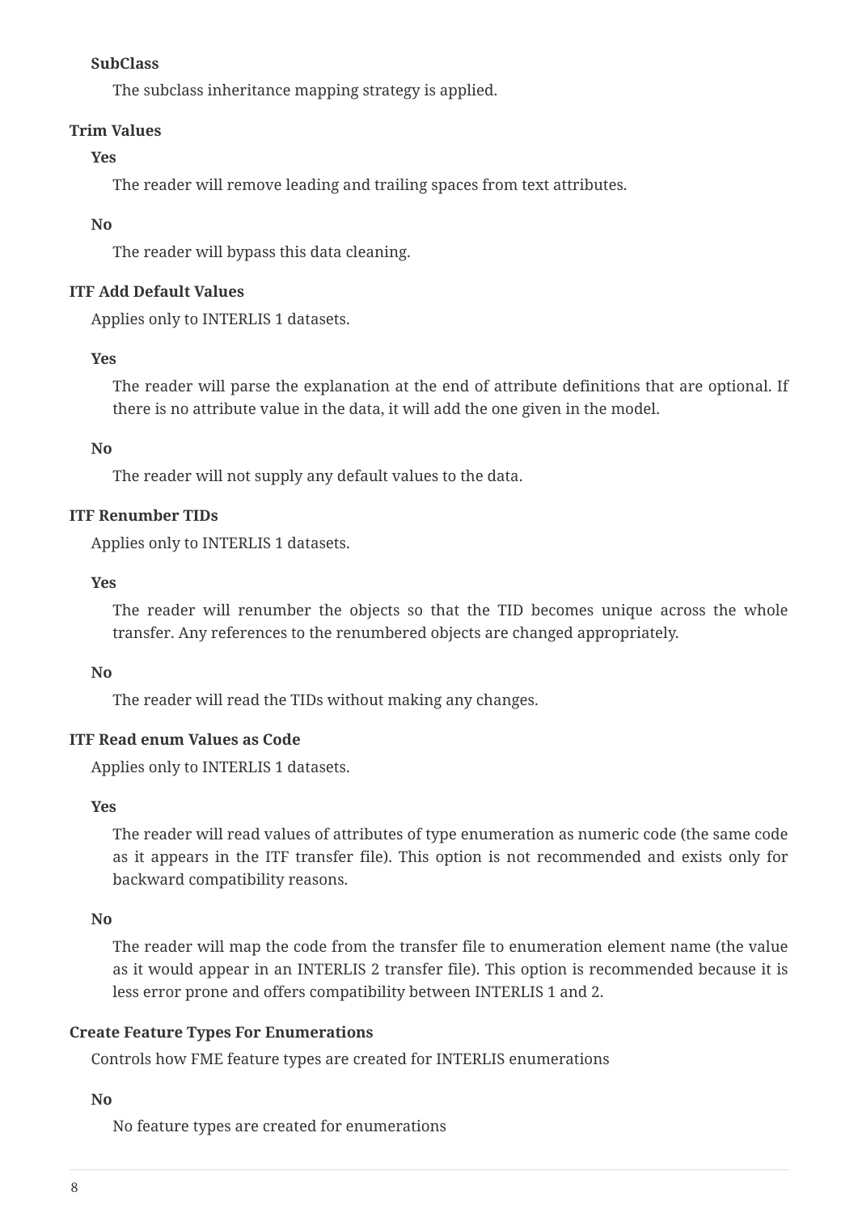**SubClass**

The subclass inheritance mapping strategy is applied.

**Trim Values**

**Yes**

The reader will remove leading and trailing spaces from text attributes.

**No**

The reader will bypass this data cleaning.

**ITF Add Default Values**

Applies only to INTERLIS 1 datasets.

**Yes**

The reader will parse the explanation at the end of attribute definitions that are optional. If there is no attribute value in the data, it will add the one given in the model.

**No**

The reader will not supply any default values to the data.

**ITF Renumber TIDs**

Applies only to INTERLIS 1 datasets.

**Yes**

The reader will renumber the objects so that the TID becomes unique across the whole transfer. Any references to the renumbered objects are changed appropriately.

**No**

The reader will read the TIDs without making any changes.

**ITF Read enum Values as Code**

Applies only to INTERLIS 1 datasets.

**Yes**

The reader will read values of attributes of type enumeration as numeric code (the same code as it appears in the ITF transfer file). This option is not recommended and exists only for backward compatibility reasons.

**No**

The reader will map the code from the transfer file to enumeration element name (the value as it would appear in an INTERLIS 2 transfer file). This option is recommended because it is less error prone and offers compatibility between INTERLIS 1 and 2.

**Create Feature Types For Enumerations**

Controls how FME feature types are created for INTERLIS enumerations

**No**

No feature types are created for enumerations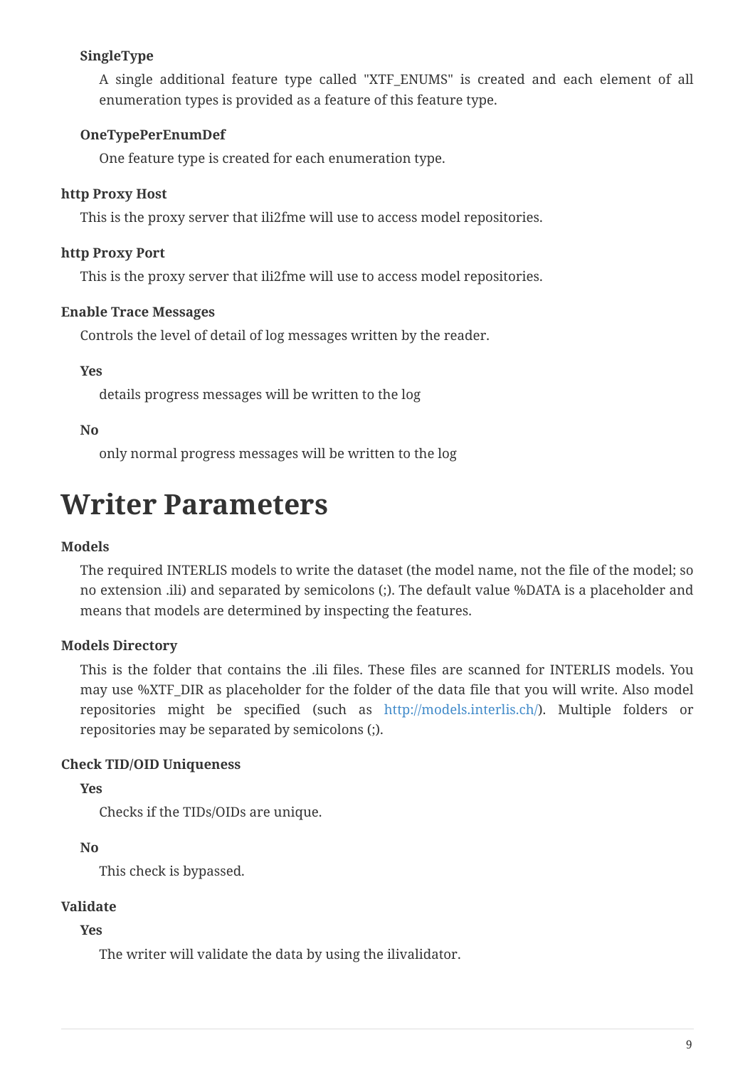**SingleType**

A single additional feature type called "XTF_ENUMS" is created and each element of all enumeration types is provided as a feature of this feature type.

**OneTypePerEnumDef**

One feature type is created for each enumeration type.

**http Proxy Host**

This is the proxy server that ili2fme will use to access model repositories.

**http Proxy Port**

This is the proxy server that ili2fme will use to access model repositories.

**Enable Trace Messages**

Controls the level of detail of log messages written by the reader.

**Yes**

details progress messages will be written to the log

**No**

only normal progress messages will be written to the log

# Writer Parameters

**Models**

The required INTERLIS models to write the dataset (the model name, not the file of the model; so no extension .ili) and separated by semicolons (;). The default value %DATA is a placeholder and means that models are determined by inspecting the features.

**Models Directory**

This is the folder that contains the .ili files. These files are scanned for INTERLIS models. You may use %XTF_DIR as placeholder for the folder of the data file that you will write. Also model repositories might be specified (such as http://models.interlis.ch/). Multiple folders or repositories may be separated by semicolons (;).

**Check TID/OID Uniqueness**

**Yes**

Checks if the TIDs/OIDs are unique.

**No**

This check is bypassed.

**Validate**

**Yes**

The writer will validate the data by using the ilivalidator.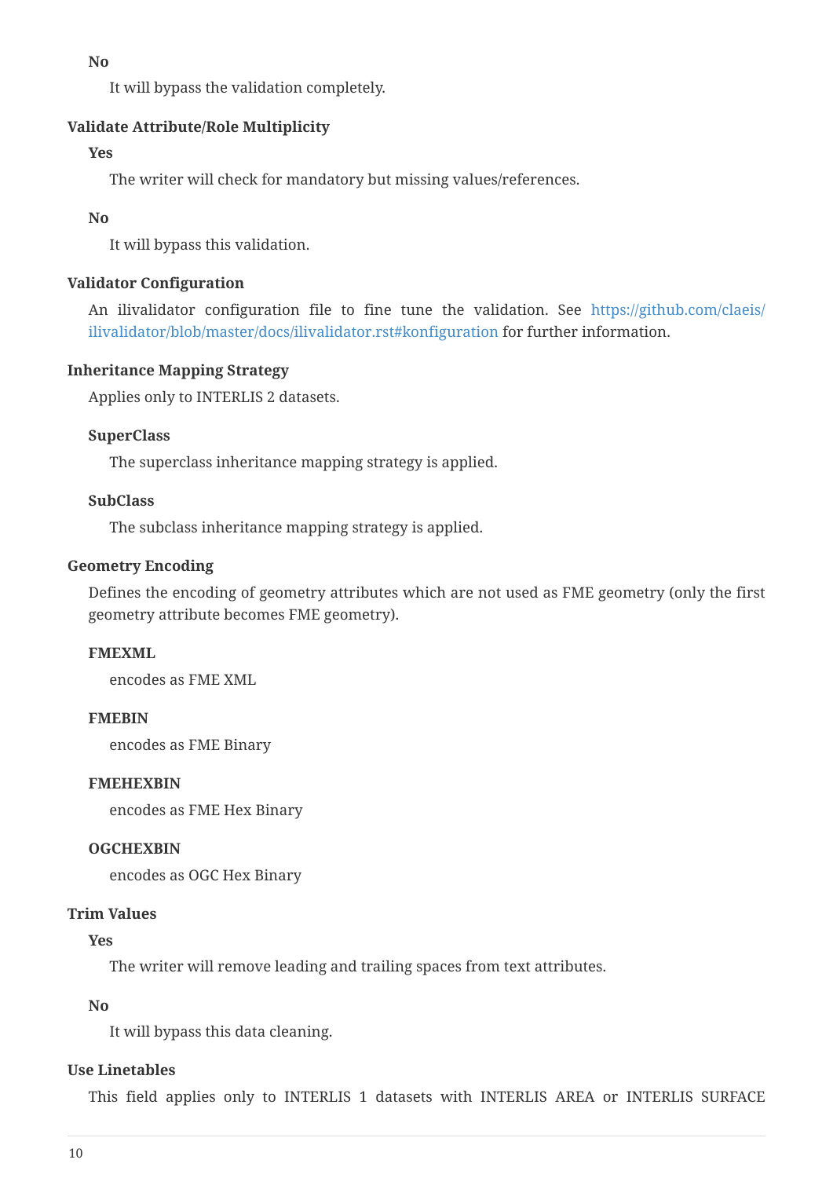**No**

It will bypass the validation completely.

**Validate Attribute/Role Multiplicity**

**Yes**

The writer will check for mandatory but missing values/references.

**No**

It will bypass this validation.

**Validator Configuration**

An ilivalidator configuration file to fine tune the validation. See https://github.com/claeis/ilivalidator/blob/master/docs/ilivalidator.rst#konfiguration for further information.

**Inheritance Mapping Strategy**

Applies only to INTERLIS 2 datasets.

**SuperClass**

The superclass inheritance mapping strategy is applied.

**SubClass**

The subclass inheritance mapping strategy is applied.

**Geometry Encoding**

Defines the encoding of geometry attributes which are not used as FME geometry (only the first geometry attribute becomes FME geometry).

**FMEXML**

encodes as FME XML

**FMEBIN**

encodes as FME Binary

**FMEHEXBIN**

encodes as FME Hex Binary

**OGCHEXBIN**

encodes as OGC Hex Binary

**Trim Values**

**Yes**

The writer will remove leading and trailing spaces from text attributes.

**No**

It will bypass this data cleaning.

**Use Linetables**

This field applies only to INTERLIS 1 datasets with INTERLIS AREA or INTERLIS SURFACE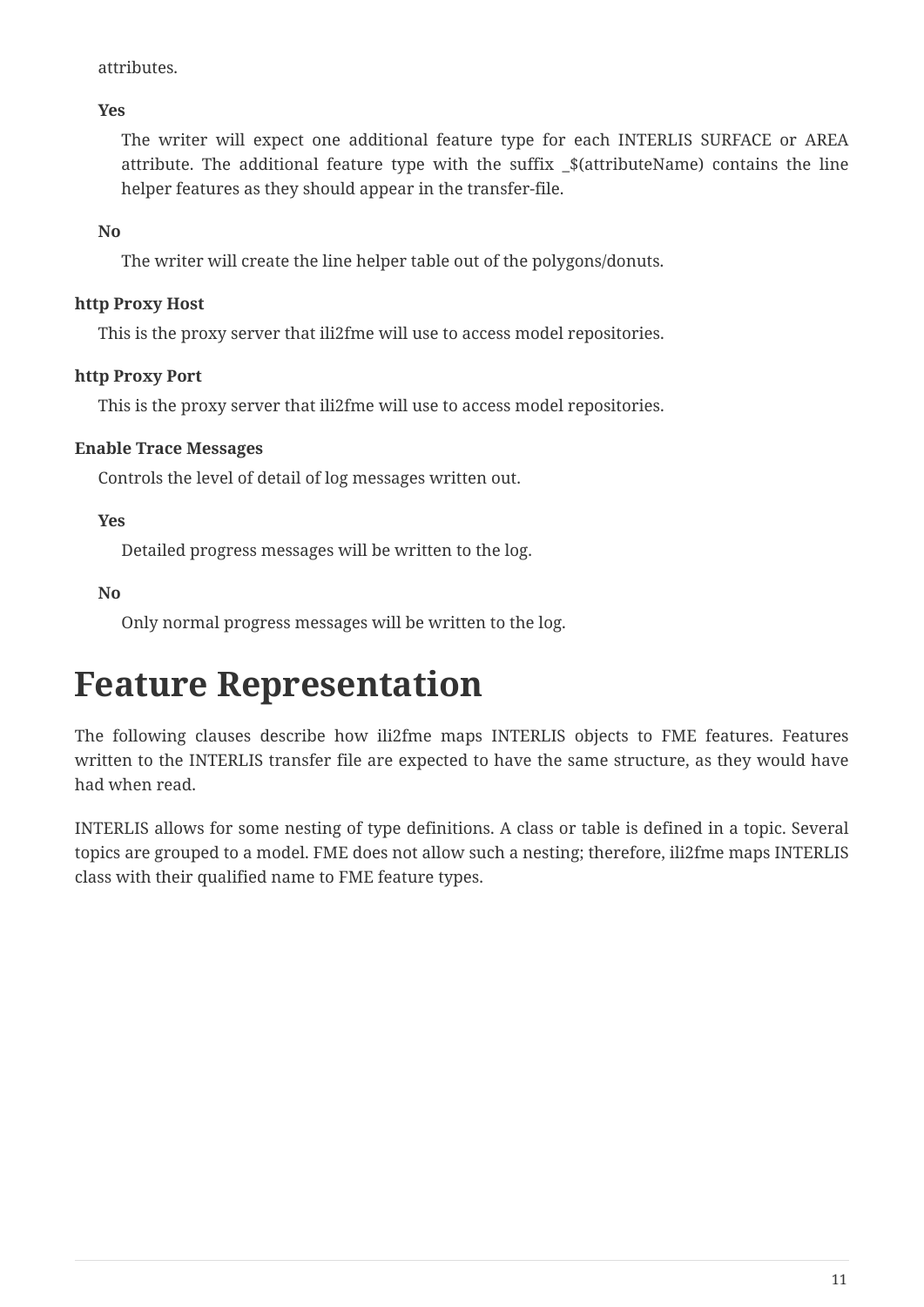attributes.

**Yes**

The writer will expect one additional feature type for each INTERLIS SURFACE or AREA attribute. The additional feature type with the suffix _$(attributeName) contains the line helper features as they should appear in the transfer-file.

**No**

The writer will create the line helper table out of the polygons/donuts.

**http Proxy Host**

This is the proxy server that ili2fme will use to access model repositories.

**http Proxy Port**

This is the proxy server that ili2fme will use to access model repositories.

**Enable Trace Messages**

Controls the level of detail of log messages written out.

**Yes**

Detailed progress messages will be written to the log.

**No**

Only normal progress messages will be written to the log.

# Feature Representation

The following clauses describe how ili2fme maps INTERLIS objects to FME features. Features written to the INTERLIS transfer file are expected to have the same structure, as they would have had when read.

INTERLIS allows for some nesting of type definitions. A class or table is defined in a topic. Several topics are grouped to a model. FME does not allow such a nesting; therefore, ili2fme maps INTERLIS class with their qualified name to FME feature types.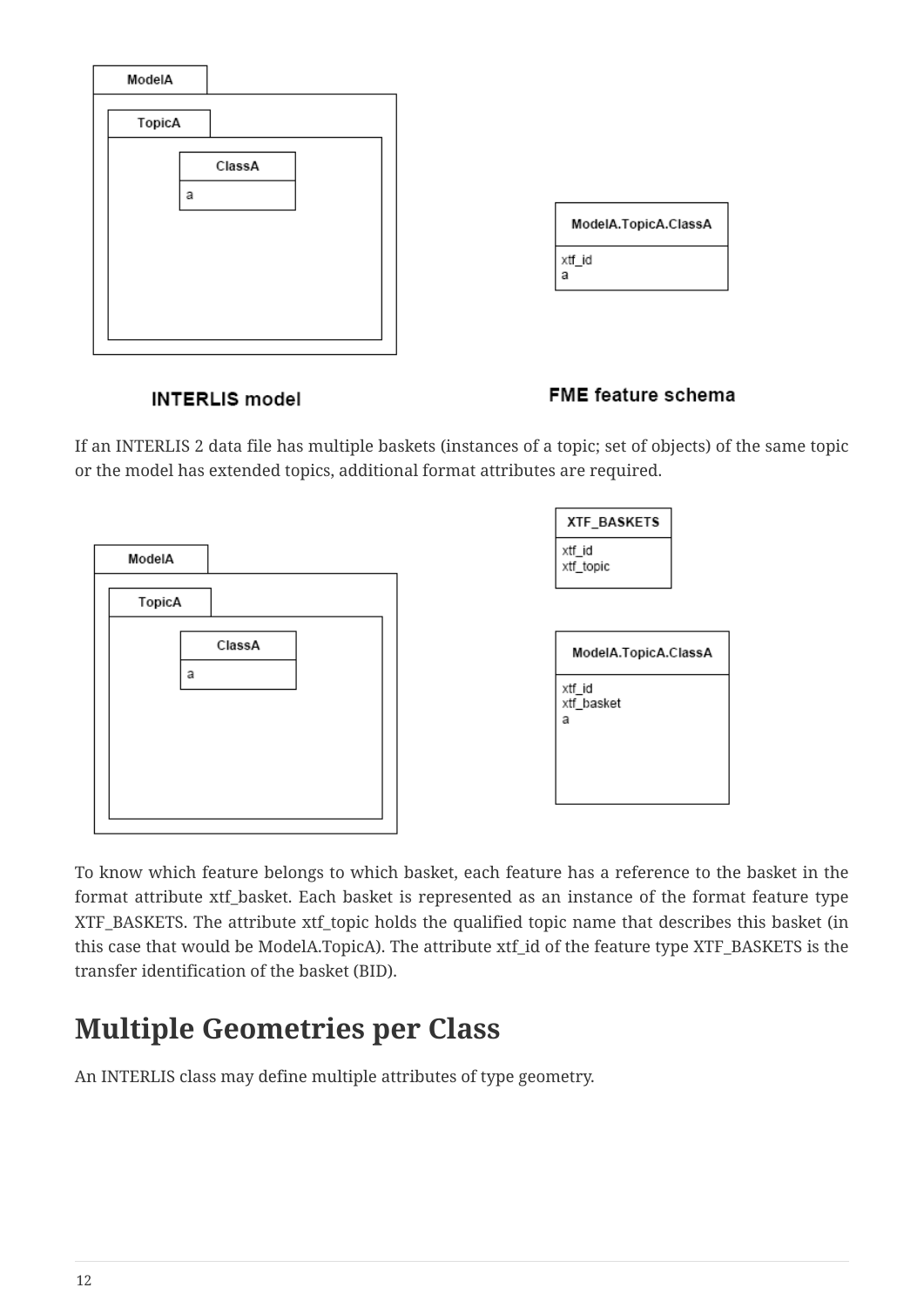If an INTERLIS 2 data file has multiple baskets (instances of a topic; set of objects) of the same topic or the model has extended topics, additional format attributes are required.

To know which feature belongs to which basket, each feature has a reference to the basket in the format attribute xtf_basket. Each basket is represented as an instance of the format feature type XTF_BASKETS. The attribute xtf_topic holds the qualified topic name that describes this basket (in this case that would be ModelA.TopicA). The attribute xtf_id of the feature type XTF_BASKETS is the transfer identification of the basket (BID).

## Multiple Geometries per Class

An INTERLIS class may define multiple attributes of type geometry.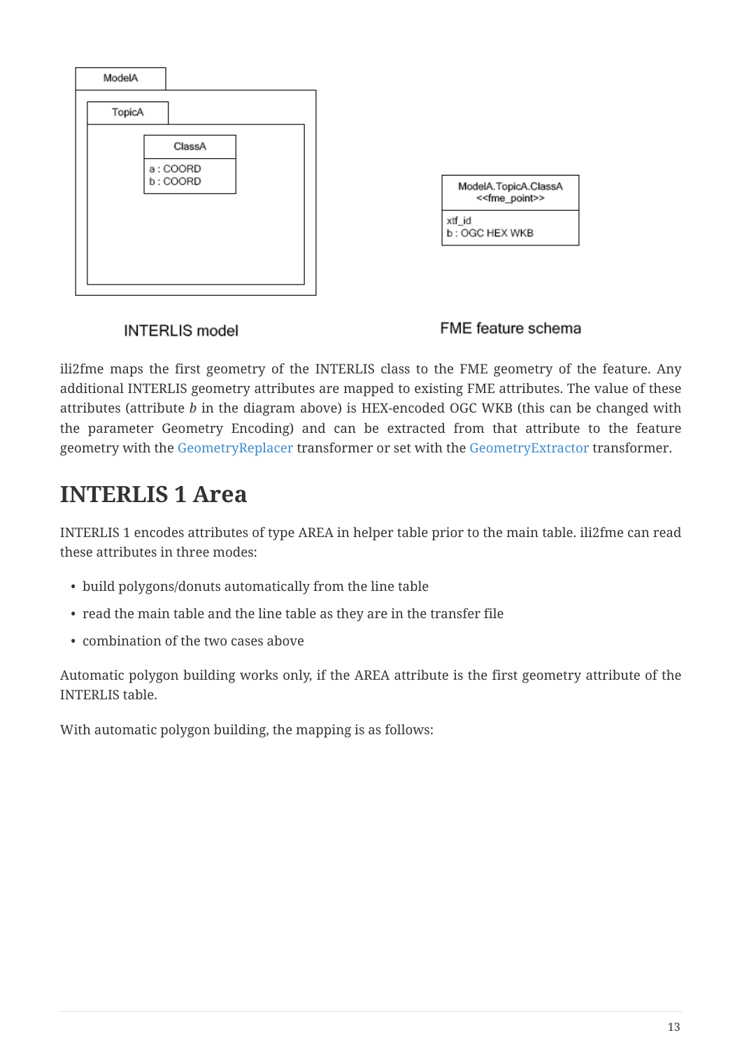ModelA

TopicA

ClassA

a : COORD
b : COORD

ModelA.TopicA.ClassA
<<fme_point>>

xtf_id
b : OGC HEX WKB

INTERLIS model

FME feature schema

ili2fme maps the first geometry of the INTERLIS class to the FME geometry of the feature. Any additional INTERLIS geometry attributes are mapped to existing FME attributes. The value of these attributes (attribute *b* in the diagram above) is HEX-encoded OGC WKB (this can be changed with the parameter Geometry Encoding) and can be extracted from that attribute to the feature geometry with the GeometryReplacer transformer or set with the GeometryExtractor transformer.

# INTERLIS 1 Area

INTERLIS 1 encodes attributes of type AREA in helper table prior to the main table. ili2fme can read these attributes in three modes:

- build polygons/donuts automatically from the line table
- read the main table and the line table as they are in the transfer file
- combination of the two cases above

Automatic polygon building works only, if the AREA attribute is the first geometry attribute of the INTERLIS table.

With automatic polygon building, the mapping is as follows: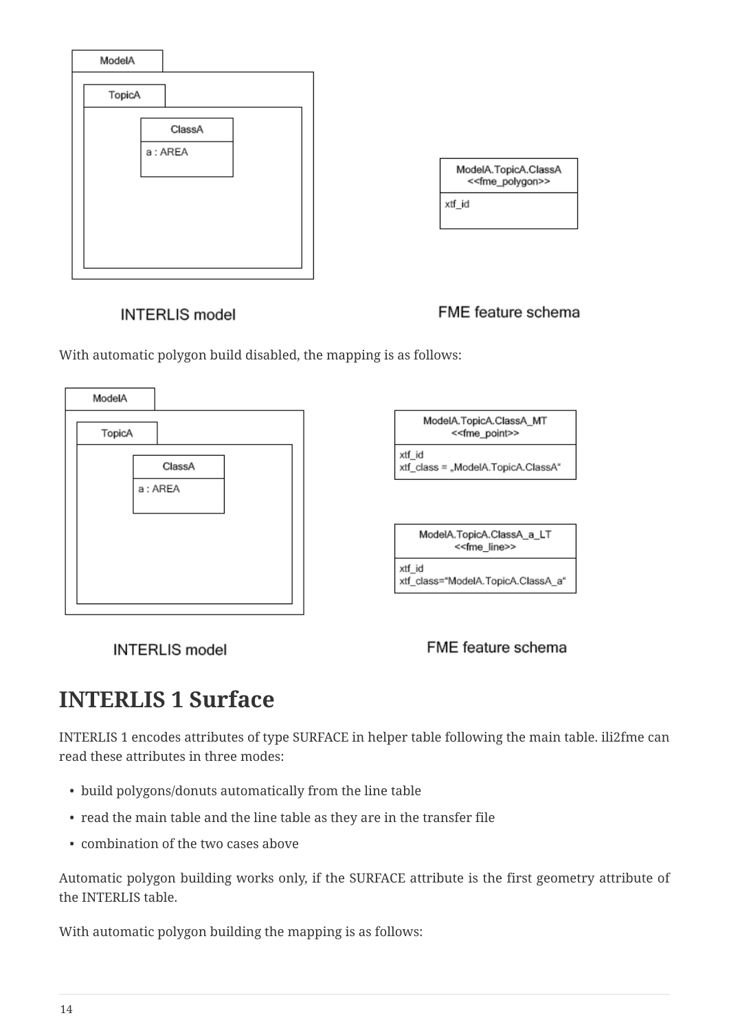INTERLIS model

FME feature schema

With automatic polygon build disabled, the mapping is as follows:

INTERLIS model

FME feature schema

## INTERLIS 1 Surface

INTERLIS 1 encodes attributes of type SURFACE in helper table following the main table. ili2fme can read these attributes in three modes:

- build polygons/donuts automatically from the line table
- read the main table and the line table as they are in the transfer file
- combination of the two cases above

Automatic polygon building works only, if the SURFACE attribute is the first geometry attribute of the INTERLIS table.

With automatic polygon building the mapping is as follows: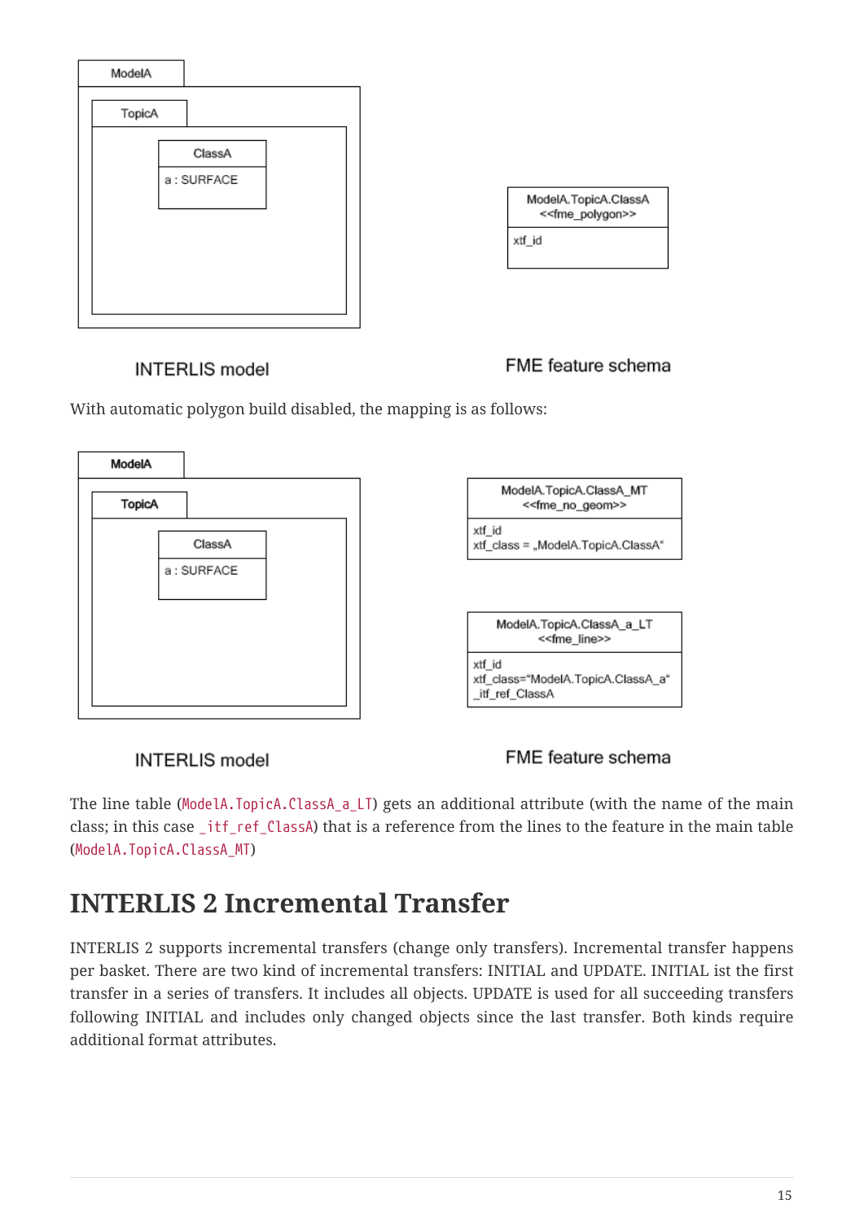ModelA

TopicA

| ClassA |
| --- |
| a : SURFACE |

| ModelA.TopicA.ClassA <<fme_polygon>> |
| --- |
| xtf_id |

INTERLIS model

FME feature schema

With automatic polygon build disabled, the mapping is as follows:

ModelA

TopicA

| ClassA |
| --- |
| a : SURFACE |

| ModelA.TopicA.ClassA_MT <<fme_no_geom>> |
| --- |
| xtf_id<br>xtf_class = „ModelA.TopicA.ClassA“ |

| ModelA.TopicA.ClassA_a_LT <<fme_line>> |
| --- |
| xtf_id<br>xtf_class="ModelA.TopicA.ClassA_a“<br>_itf_ref_ClassA |

INTERLIS model

FME feature schema

The line table (`ModelA.TopicA.ClassA_a_LT`) gets an additional attribute (with the name of the main class; in this case `_itf_ref_ClassA`) that is a reference from the lines to the feature in the main table (`ModelA.TopicA.ClassA_MT`)

## INTERLIS 2 Incremental Transfer

INTERLIS 2 supports incremental transfers (change only transfers). Incremental transfer happens per basket. There are two kind of incremental transfers: INITIAL and UPDATE. INITIAL ist the first transfer in a series of transfers. It includes all objects. UPDATE is used for all succeeding transfers following INITIAL and includes only changed objects since the last transfer. Both kinds require additional format attributes.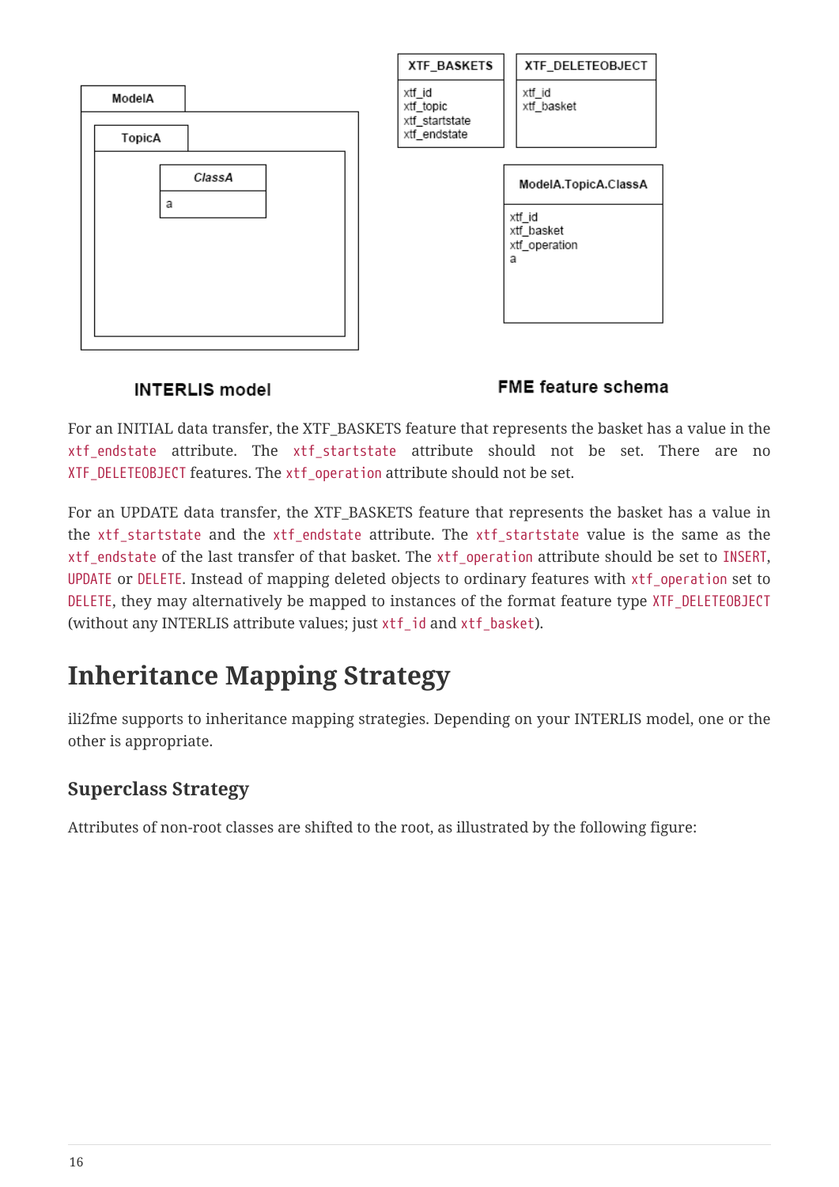For an INITIAL data transfer, the XTF_BASKETS feature that represents the basket has a value in the `xtf_endstate` attribute. The `xtf_startstate` attribute should not be set. There are no `XTF_DELETEOBJECT` features. The `xtf_operation` attribute should not be set.

For an UPDATE data transfer, the XTF_BASKETS feature that represents the basket has a value in the `xtf_startstate` and the `xtf_endstate` attribute. The `xtf_startstate` value is the same as the `xtf_endstate` of the last transfer of that basket. The `xtf_operation` attribute should be set to `INSERT`, `UPDATE` or `DELETE`. Instead of mapping deleted objects to ordinary features with `xtf_operation` set to `DELETE`, they may alternatively be mapped to instances of the format feature type `XTF_DELETEOBJECT` (without any INTERLIS attribute values; just `xtf_id` and `xtf_basket`).

## Inheritance Mapping Strategy

ili2fme supports to inheritance mapping strategies. Depending on your INTERLIS model, one or the other is appropriate.

### Superclass Strategy

Attributes of non-root classes are shifted to the root, as illustrated by the following figure: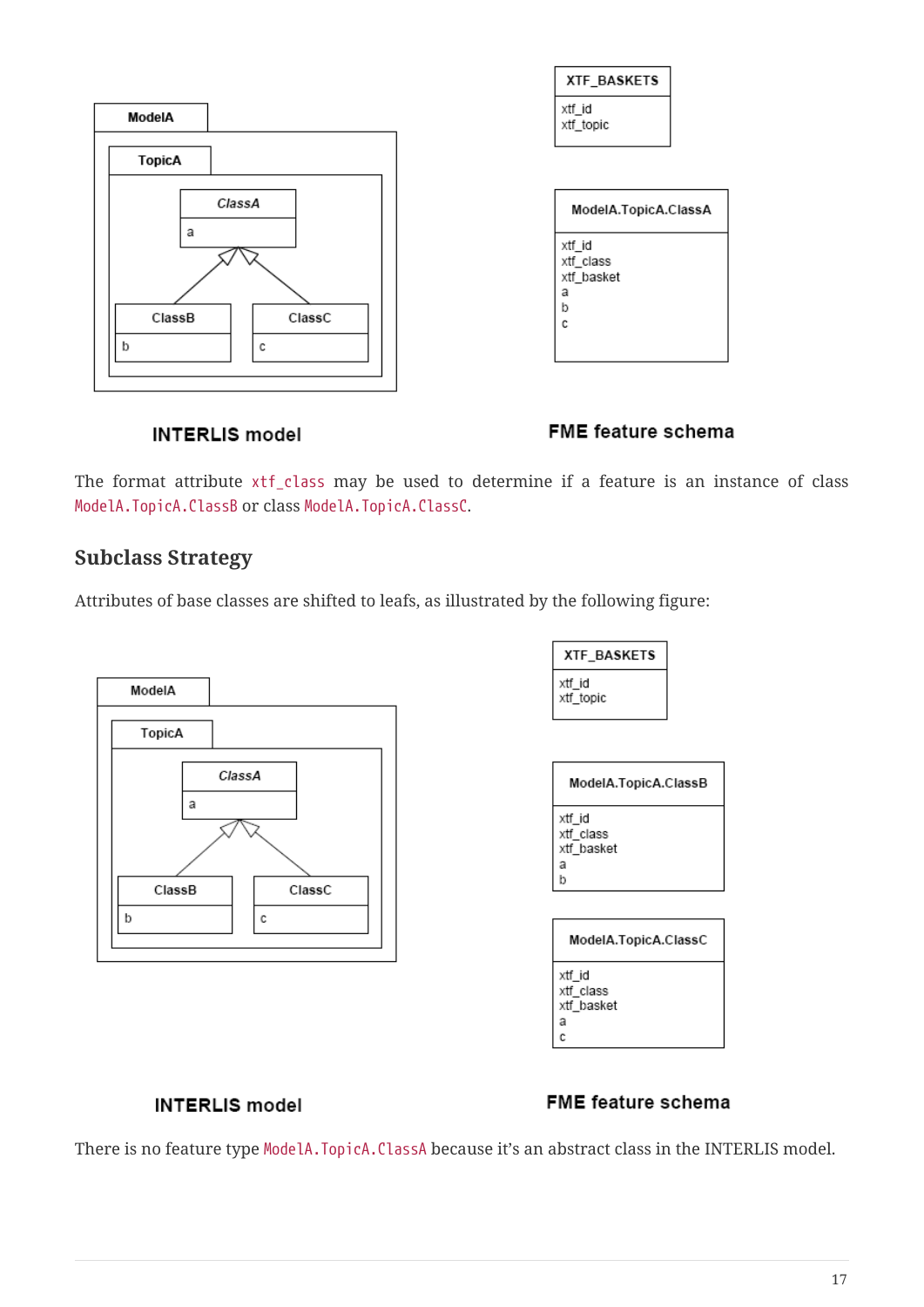INTERLIS model

FME feature schema

The format attribute `xtf_class` may be used to determine if a feature is an instance of class `ModelA.TopicA.ClassB` or class `ModelA.TopicA.ClassC`.

### Subclass Strategy

Attributes of base classes are shifted to leafs, as illustrated by the following figure:

INTERLIS model

FME feature schema

There is no feature type `ModelA.TopicA.ClassA` because it's an abstract class in the INTERLIS model.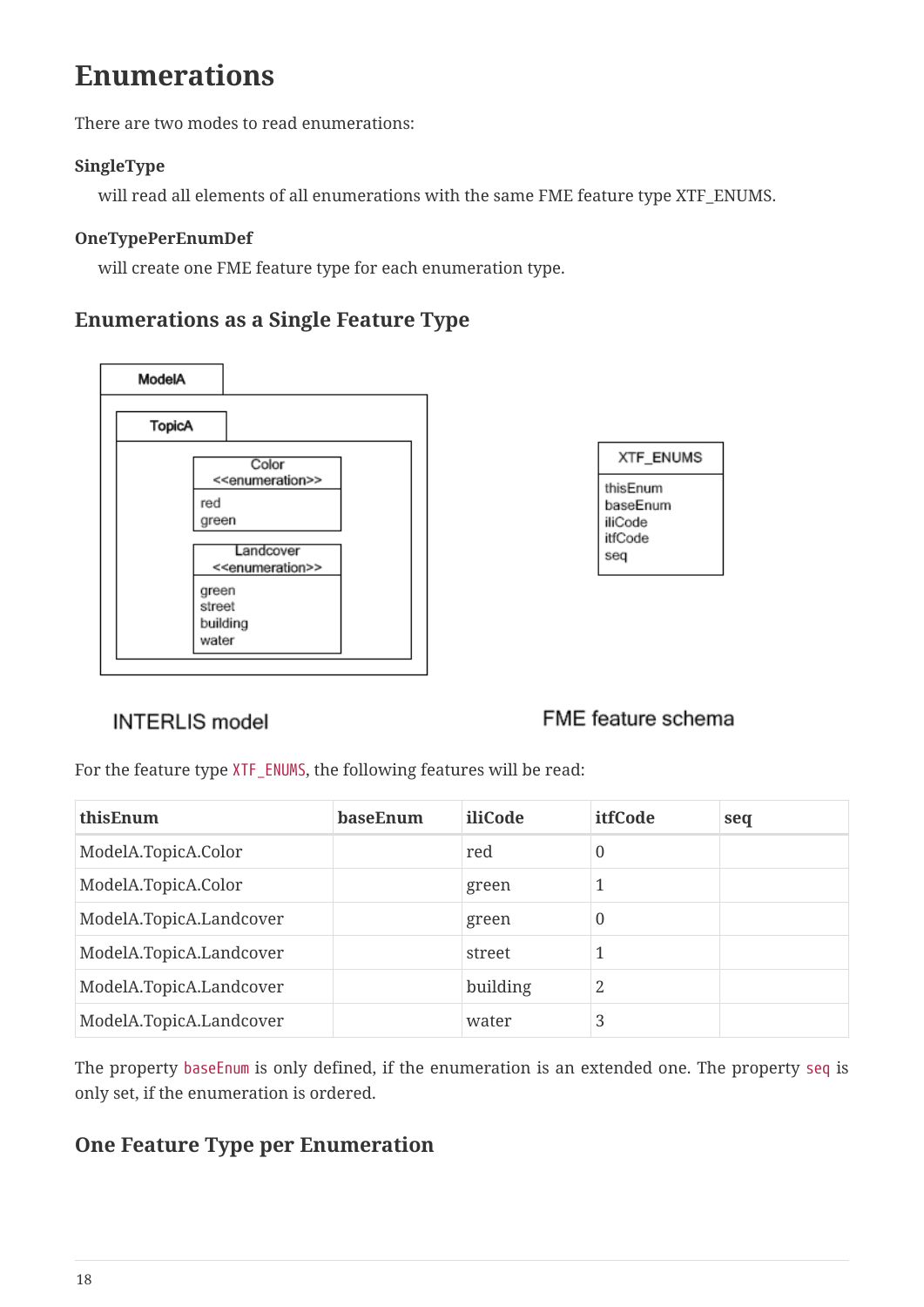# Enumerations

There are two modes to read enumerations:

**SingleType**

will read all elements of all enumerations with the same FME feature type XTF_ENUMS.

**OneTypePerEnumDef**

will create one FME feature type for each enumeration type.

## Enumerations as a Single Feature Type

INTERLIS model

FME feature schema

For the feature type `XTF_ENUMS`, the following features will be read:

| thisEnum | baseEnum | iliCode | itfCode | seq |
| --- | --- | --- | --- | --- |
| ModelA.TopicA.Color | | red | 0 | |
| ModelA.TopicA.Color | | green | 1 | |
| ModelA.TopicA.Landcover | | green | 0 | |
| ModelA.TopicA.Landcover | | street | 1 | |
| ModelA.TopicA.Landcover | | building | 2 | |
| ModelA.TopicA.Landcover | | water | 3 | |

The property `baseEnum` is only defined, if the enumeration is an extended one. The property `seq` is only set, if the enumeration is ordered.

## One Feature Type per Enumeration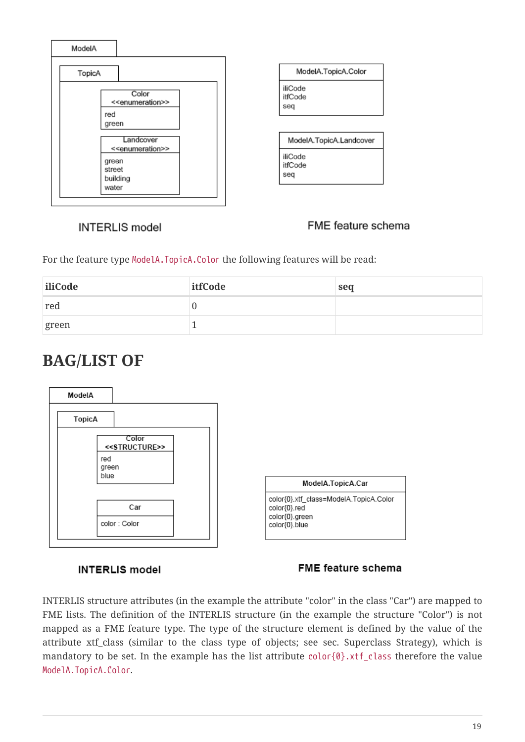ModelA

TopicA

Color
<<enumeration>>
red
green

Landcover
<<enumeration>>
green
street
building
water

INTERLIS model

ModelA.TopicA.Color
iliCode
itfCode
seq

ModelA.TopicA.Landcover
iliCode
itfCode
seq

FME feature schema

For the feature type `ModelA.TopicA.Color` the following features will be read:

| iliCode | itfCode | seq |
| --- | --- | --- |
| red | 0 | |
| green | 1 | |

## BAG/LIST OF

ModelA

TopicA

Color
<<STRUCTURE>>
red
green
blue

Car
color : Color

INTERLIS model

ModelA.TopicA.Car
color{0}.xtf_class=ModelA.TopicA.Color
color{0}.red
color{0}.green
color{0}.blue

FME feature schema

INTERLIS structure attributes (in the example the attribute "color" in the class "Car") are mapped to FME lists. The definition of the INTERLIS structure (in the example the structure "Color") is not mapped as a FME feature type. The type of the structure element is defined by the value of the attribute xtf_class (similar to the class type of objects; see sec. Superclass Strategy), which is mandatory to be set. In the example has the list attribute `color{0}.xtf_class` therefore the value `ModelA.TopicA.Color`.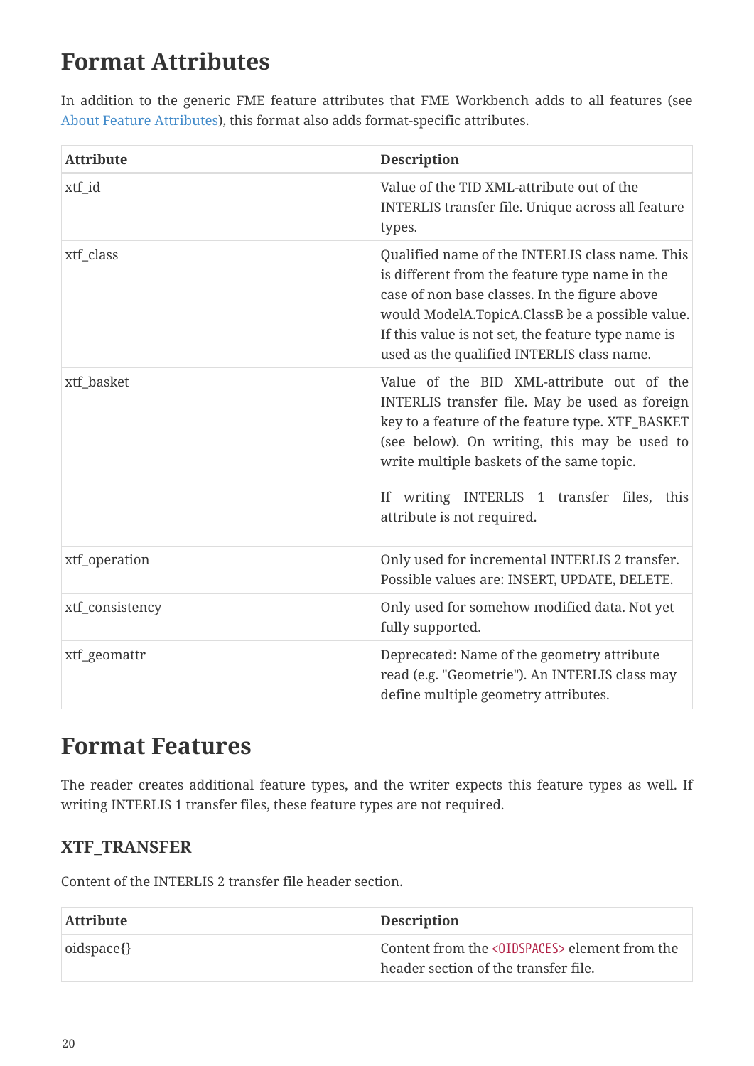# Format Attributes

In addition to the generic FME feature attributes that FME Workbench adds to all features (see About Feature Attributes), this format also adds format-specific attributes.

| Attribute | Description |
|---|---|
| xtf_id | Value of the TID XML-attribute out of the INTERLIS transfer file. Unique across all feature types. |
| xtf_class | Qualified name of the INTERLIS class name. This is different from the feature type name in the case of non base classes. In the figure above would ModelA.TopicA.ClassB be a possible value. If this value is not set, the feature type name is used as the qualified INTERLIS class name. |
| xtf_basket | Value of the BID XML-attribute out of the INTERLIS transfer file. May be used as foreign key to a feature of the feature type. XTF_BASKET (see below). On writing, this may be used to write multiple baskets of the same topic.<br><br>If writing INTERLIS 1 transfer files, this attribute is not required. |
| xtf_operation | Only used for incremental INTERLIS 2 transfer. Possible values are: INSERT, UPDATE, DELETE. |
| xtf_consistency | Only used for somehow modified data. Not yet fully supported. |
| xtf_geomattr | Deprecated: Name of the geometry attribute read (e.g. "Geometrie"). An INTERLIS class may define multiple geometry attributes. |

# Format Features

The reader creates additional feature types, and the writer expects this feature types as well. If writing INTERLIS 1 transfer files, these feature types are not required.

## XTF_TRANSFER

Content of the INTERLIS 2 transfer file header section.

| Attribute | Description |
|---|---|
| oidspace{} | Content from the `<OIDSPACES>` element from the header section of the transfer file. |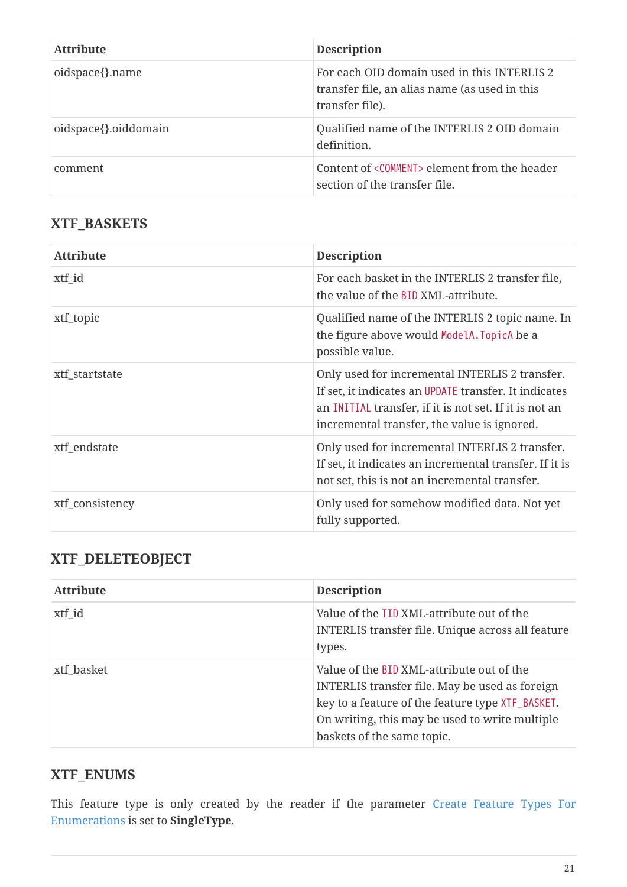| Attribute | Description |
| --- | --- |
| oidspace{}.name | For each OID domain used in this INTERLIS 2 transfer file, an alias name (as used in this transfer file). |
| oidspace{}.oiddomain | Qualified name of the INTERLIS 2 OID domain definition. |
| comment | Content of `<COMMENT>` element from the header section of the transfer file. |

### XTF_BASKETS

| Attribute | Description |
| --- | --- |
| xtf_id | For each basket in the INTERLIS 2 transfer file, the value of the `BID` XML-attribute. |
| xtf_topic | Qualified name of the INTERLIS 2 topic name. In the figure above would `ModelA.TopicA` be a possible value. |
| xtf_startstate | Only used for incremental INTERLIS 2 transfer. If set, it indicates an `UPDATE` transfer. It indicates an `INITIAL` transfer, if it is not set. If it is not an incremental transfer, the value is ignored. |
| xtf_endstate | Only used for incremental INTERLIS 2 transfer. If set, it indicates an incremental transfer. If it is not set, this is not an incremental transfer. |
| xtf_consistency | Only used for somehow modified data. Not yet fully supported. |

### XTF_DELETEOBJECT

| Attribute | Description |
| --- | --- |
| xtf_id | Value of the `TID` XML-attribute out of the INTERLIS transfer file. Unique across all feature types. |
| xtf_basket | Value of the `BID` XML-attribute out of the INTERLIS transfer file. May be used as foreign key to a feature of the feature type `XTF_BASKET`. On writing, this may be used to write multiple baskets of the same topic. |

### XTF_ENUMS

This feature type is only created by the reader if the parameter Create Feature Types For Enumerations is set to **SingleType**.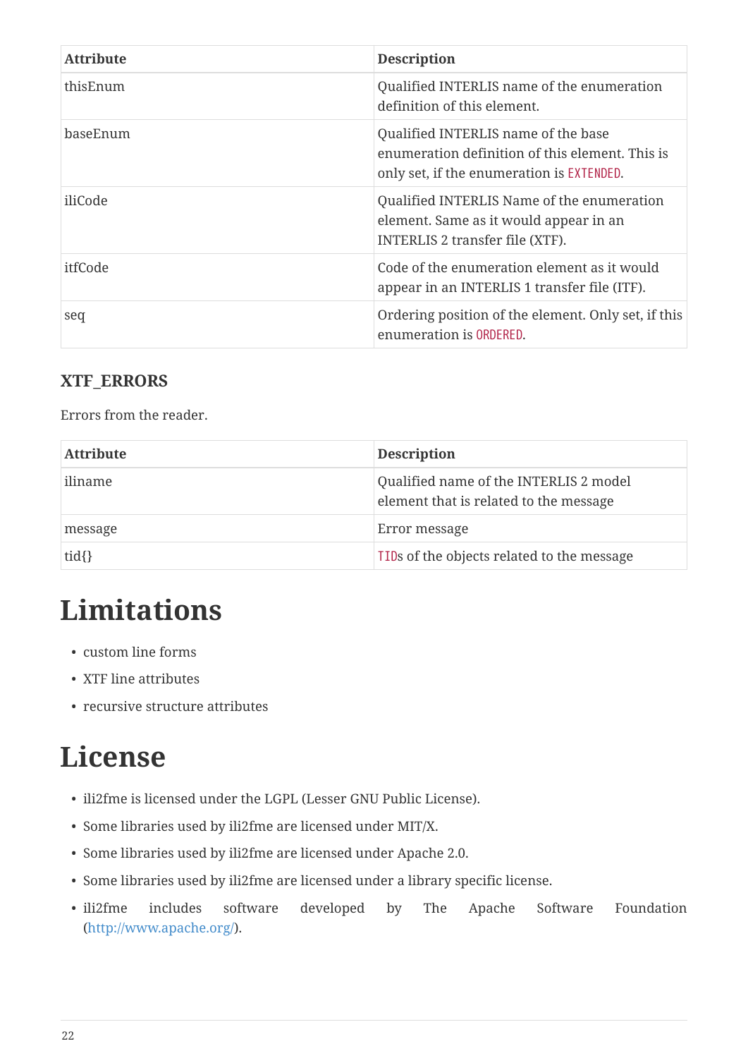| Attribute | Description |
| --- | --- |
| thisEnum | Qualified INTERLIS name of the enumeration definition of this element. |
| baseEnum | Qualified INTERLIS name of the base enumeration definition of this element. This is only set, if the enumeration is `EXTENDED`. |
| iliCode | Qualified INTERLIS Name of the enumeration element. Same as it would appear in an INTERLIS 2 transfer file (XTF). |
| itfCode | Code of the enumeration element as it would appear in an INTERLIS 1 transfer file (ITF). |
| seq | Ordering position of the element. Only set, if this enumeration is `ORDERED`. |

### XTF_ERRORS

Errors from the reader.

| Attribute | Description |
| --- | --- |
| iliname | Qualified name of the INTERLIS 2 model element that is related to the message |
| message | Error message |
| tid{} | `TID`s of the objects related to the message |

# Limitations

- custom line forms
- XTF line attributes
- recursive structure attributes

# License

- ili2fme is licensed under the LGPL (Lesser GNU Public License).
- Some libraries used by ili2fme are licensed under MIT/X.
- Some libraries used by ili2fme are licensed under Apache 2.0.
- Some libraries used by ili2fme are licensed under a library specific license.
- ili2fme includes software developed by The Apache Software Foundation (http://www.apache.org/).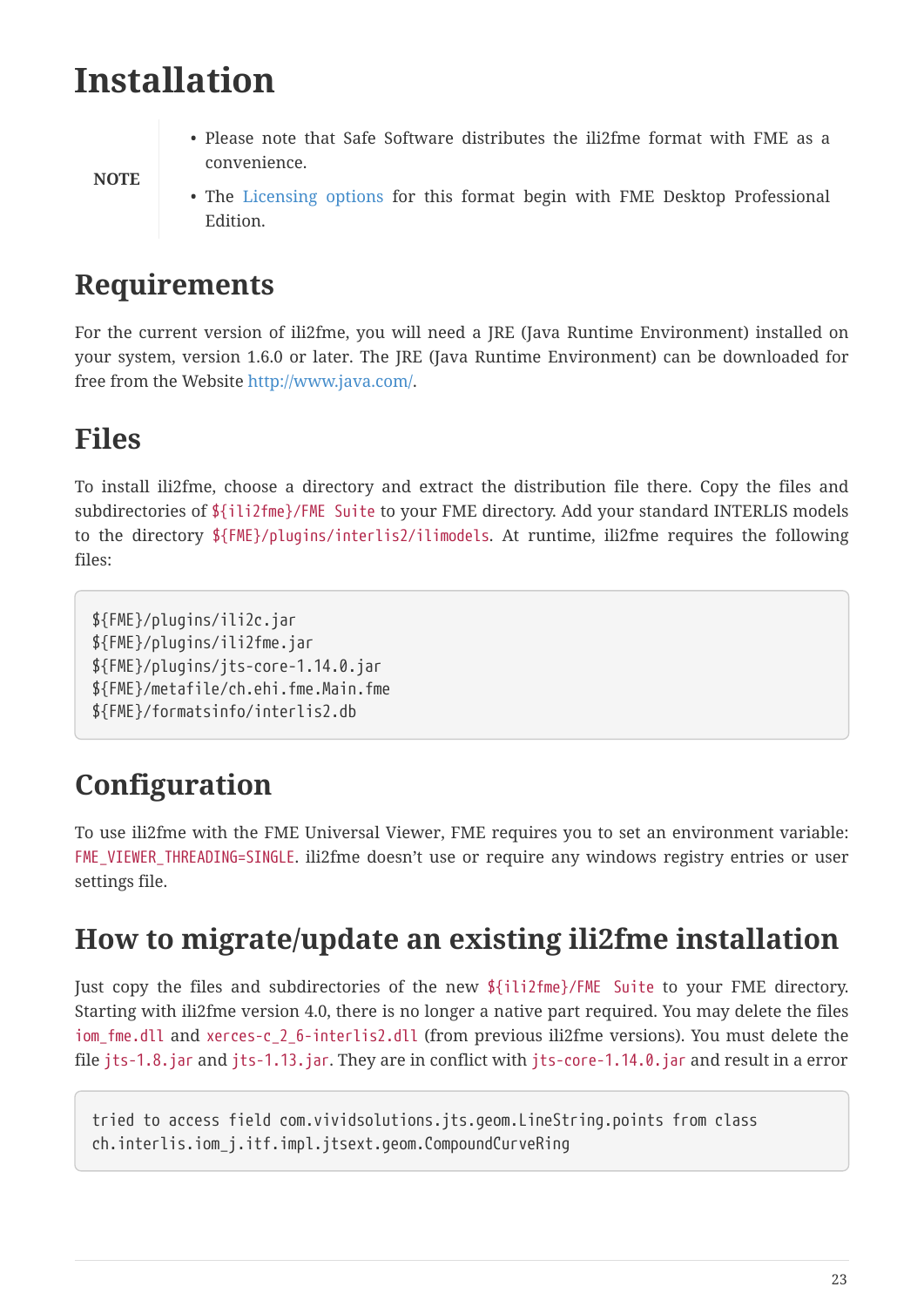# Installation

**NOTE**

- Please note that Safe Software distributes the ili2fme format with FME as a convenience.
- The Licensing options for this format begin with FME Desktop Professional Edition.

## Requirements

For the current version of ili2fme, you will need a JRE (Java Runtime Environment) installed on your system, version 1.6.0 or later. The JRE (Java Runtime Environment) can be downloaded for free from the Website http://www.java.com/.

## Files

To install ili2fme, choose a directory and extract the distribution file there. Copy the files and subdirectories of `${ili2fme}/FME Suite` to your FME directory. Add your standard INTERLIS models to the directory `${FME}/plugins/interlis2/ilimodels`. At runtime, ili2fme requires the following files:

```
${FME}/plugins/ili2c.jar
${FME}/plugins/ili2fme.jar
${FME}/plugins/jts-core-1.14.0.jar
${FME}/metafile/ch.ehi.fme.Main.fme
${FME}/formatsinfo/interlis2.db
```

## Configuration

To use ili2fme with the FME Universal Viewer, FME requires you to set an environment variable: `FME_VIEWER_THREADING=SINGLE`. ili2fme doesn't use or require any windows registry entries or user settings file.

## How to migrate/update an existing ili2fme installation

Just copy the files and subdirectories of the new `${ili2fme}/FME Suite` to your FME directory. Starting with ili2fme version 4.0, there is no longer a native part required. You may delete the files `iom_fme.dll` and `xerces-c_2_6-interlis2.dll` (from previous ili2fme versions). You must delete the file `jts-1.8.jar` and `jts-1.13.jar`. They are in conflict with `jts-core-1.14.0.jar` and result in a error

```
tried to access field com.vividsolutions.jts.geom.LineString.points from class
ch.interlis.iom_j.itf.impl.jtsext.geom.CompoundCurveRing
```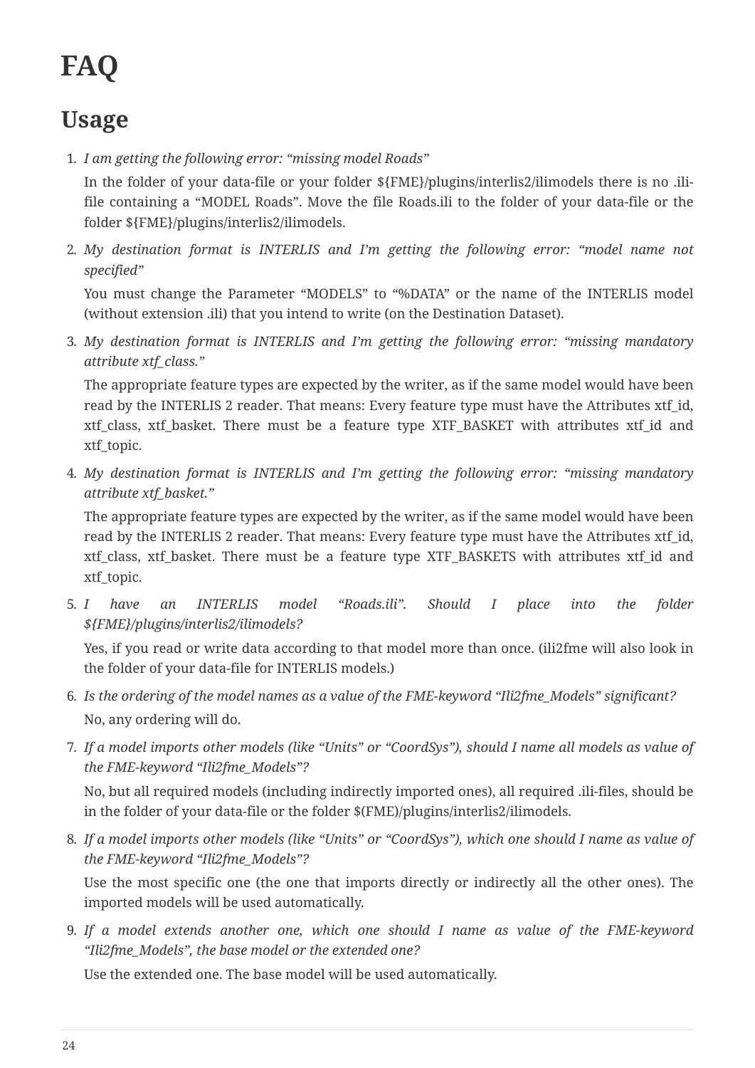# FAQ

## Usage

1. *I am getting the following error: “missing model Roads”*

   In the folder of your data-file or your folder ${FME}/plugins/interlis2/ilimodels there is no .ili-file containing a “MODEL Roads”. Move the file Roads.ili to the folder of your data-file or the folder ${FME}/plugins/interlis2/ilimodels.

2. *My destination format is INTERLIS and I’m getting the following error: “model name not specified”*

   You must change the Parameter “MODELS” to “%DATA” or the name of the INTERLIS model (without extension .ili) that you intend to write (on the Destination Dataset).

3. *My destination format is INTERLIS and I’m getting the following error: “missing mandatory attribute xtf_class.”*

   The appropriate feature types are expected by the writer, as if the same model would have been read by the INTERLIS 2 reader. That means: Every feature type must have the Attributes xtf_id, xtf_class, xtf_basket. There must be a feature type XTF_BASKET with attributes xtf_id and xtf_topic.

4. *My destination format is INTERLIS and I’m getting the following error: “missing mandatory attribute xtf_basket.”*

   The appropriate feature types are expected by the writer, as if the same model would have been read by the INTERLIS 2 reader. That means: Every feature type must have the Attributes xtf_id, xtf_class, xtf_basket. There must be a feature type XTF_BASKETS with attributes xtf_id and xtf_topic.

5. *I have an INTERLIS model “Roads.ili”. Should I place into the folder ${FME}/plugins/interlis2/ilimodels?*

   Yes, if you read or write data according to that model more than once. (ili2fme will also look in the folder of your data-file for INTERLIS models.)

6. *Is the ordering of the model names as a value of the FME-keyword “Ili2fme_Models” significant?*

   No, any ordering will do.

7. *If a model imports other models (like “Units” or “CoordSys”), should I name all models as value of the FME-keyword “Ili2fme_Models”?*

   No, but all required models (including indirectly imported ones), all required .ili-files, should be in the folder of your data-file or the folder $(FME)/plugins/interlis2/ilimodels.

8. *If a model imports other models (like “Units” or “CoordSys”), which one should I name as value of the FME-keyword “Ili2fme_Models”?*

   Use the most specific one (the one that imports directly or indirectly all the other ones). The imported models will be used automatically.

9. *If a model extends another one, which one should I name as value of the FME-keyword “Ili2fme_Models”, the base model or the extended one?*

   Use the extended one. The base model will be used automatically.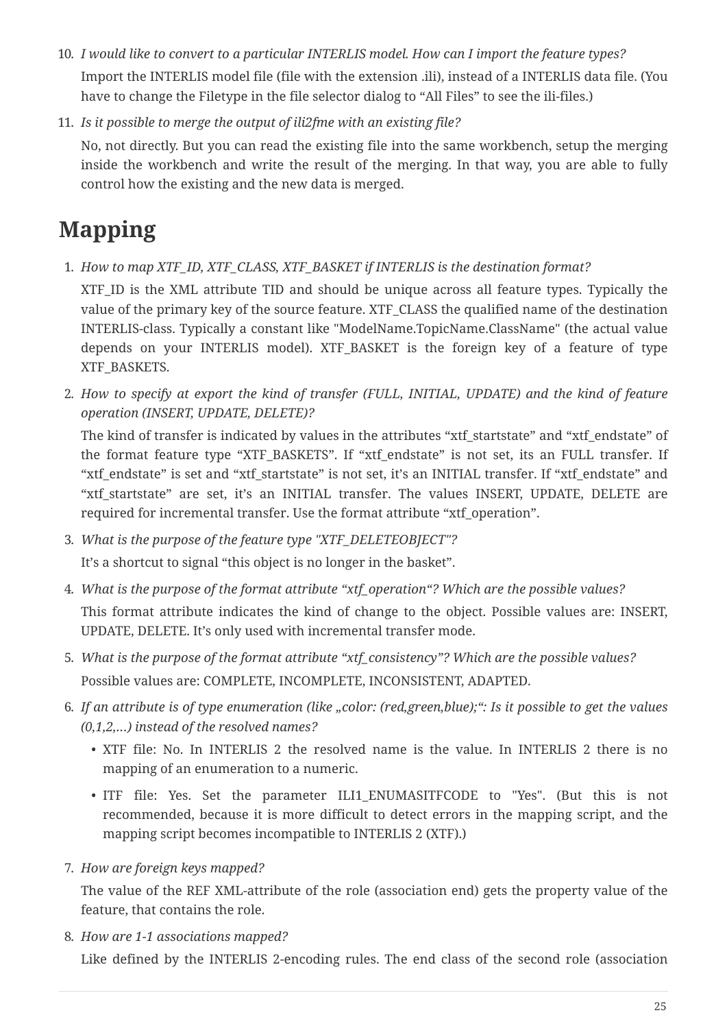10. *I would like to convert to a particular INTERLIS model. How can I import the feature types?*

    Import the INTERLIS model file (file with the extension .ili), instead of a INTERLIS data file. (You have to change the Filetype in the file selector dialog to “All Files” to see the ili-files.)

11. *Is it possible to merge the output of ili2fme with an existing file?*

    No, not directly. But you can read the existing file into the same workbench, setup the merging inside the workbench and write the result of the merging. In that way, you are able to fully control how the existing and the new data is merged.

# Mapping

1. *How to map XTF_ID, XTF_CLASS, XTF_BASKET if INTERLIS is the destination format?*

   XTF_ID is the XML attribute TID and should be unique across all feature types. Typically the value of the primary key of the source feature. XTF_CLASS the qualified name of the destination INTERLIS-class. Typically a constant like "ModelName.TopicName.ClassName" (the actual value depends on your INTERLIS model). XTF_BASKET is the foreign key of a feature of type XTF_BASKETS.

2. *How to specify at export the kind of transfer (FULL, INITIAL, UPDATE) and the kind of feature operation (INSERT, UPDATE, DELETE)?*

   The kind of transfer is indicated by values in the attributes “xtf_startstate” and “xtf_endstate” of the format feature type “XTF_BASKETS”. If “xtf_endstate” is not set, its an FULL transfer. If “xtf_endstate” is set and “xtf_startstate” is not set, it’s an INITIAL transfer. If “xtf_endstate” and “xtf_startstate” are set, it’s an INITIAL transfer. The values INSERT, UPDATE, DELETE are required for incremental transfer. Use the format attribute “xtf_operation”.

3. *What is the purpose of the feature type "XTF_DELETEOBJECT"?*

   It’s a shortcut to signal “this object is no longer in the basket”.

4. *What is the purpose of the format attribute “xtf_operation“? Which are the possible values?*

   This format attribute indicates the kind of change to the object. Possible values are: INSERT, UPDATE, DELETE. It’s only used with incremental transfer mode.

5. *What is the purpose of the format attribute “xtf_consistency”? Which are the possible values?*

   Possible values are: COMPLETE, INCOMPLETE, INCONSISTENT, ADAPTED.

6. *If an attribute is of type enumeration (like „color: (red,green,blue);“: Is it possible to get the values (0,1,2,…) instead of the resolved names?*

   - XTF file: No. In INTERLIS 2 the resolved name is the value. In INTERLIS 2 there is no mapping of an enumeration to a numeric.
   - ITF file: Yes. Set the parameter ILI1_ENUMASITFCODE to "Yes". (But this is not recommended, because it is more difficult to detect errors in the mapping script, and the mapping script becomes incompatible to INTERLIS 2 (XTF).)

7. *How are foreign keys mapped?*

   The value of the REF XML-attribute of the role (association end) gets the property value of the feature, that contains the role.

8. *How are 1-1 associations mapped?*

   Like defined by the INTERLIS 2-encoding rules. The end class of the second role (association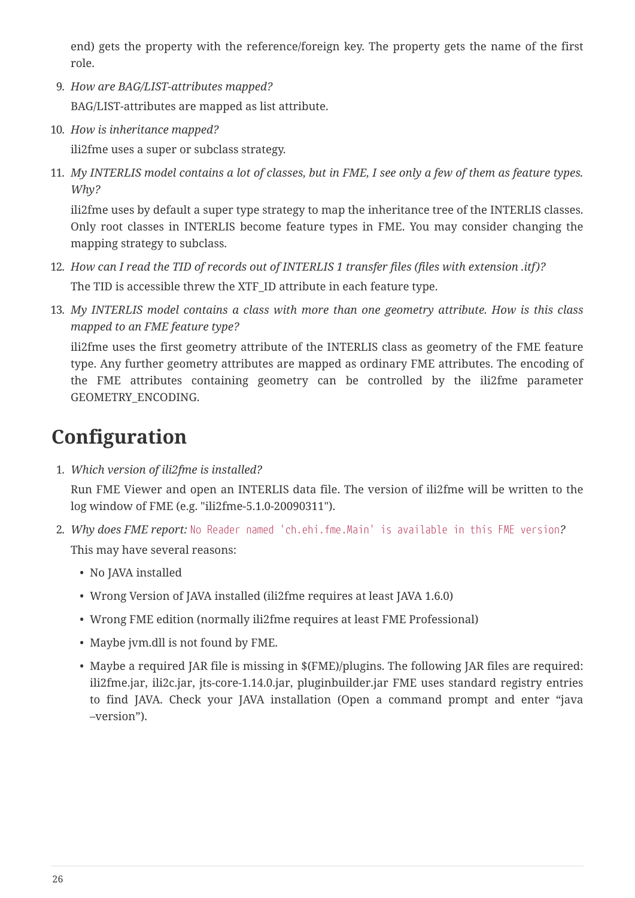end) gets the property with the reference/foreign key. The property gets the name of the first role.

9. *How are BAG/LIST-attributes mapped?*

   BAG/LIST-attributes are mapped as list attribute.

10. *How is inheritance mapped?*

    ili2fme uses a super or subclass strategy.

11. *My INTERLIS model contains a lot of classes, but in FME, I see only a few of them as feature types. Why?*

    ili2fme uses by default a super type strategy to map the inheritance tree of the INTERLIS classes. Only root classes in INTERLIS become feature types in FME. You may consider changing the mapping strategy to subclass.

12. *How can I read the TID of records out of INTERLIS 1 transfer files (files with extension .itf)?*

    The TID is accessible threw the XTF_ID attribute in each feature type.

13. *My INTERLIS model contains a class with more than one geometry attribute. How is this class mapped to an FME feature type?*

    ili2fme uses the first geometry attribute of the INTERLIS class as geometry of the FME feature type. Any further geometry attributes are mapped as ordinary FME attributes. The encoding of the FME attributes containing geometry can be controlled by the ili2fme parameter GEOMETRY_ENCODING.

# Configuration

1. *Which version of ili2fme is installed?*

   Run FME Viewer and open an INTERLIS data file. The version of ili2fme will be written to the log window of FME (e.g. "ili2fme-5.1.0-20090311").

2. *Why does FME report:* `No Reader named 'ch.ehi.fme.Main' is available in this FME version`*?*

   This may have several reasons:

   - No JAVA installed
   - Wrong Version of JAVA installed (ili2fme requires at least JAVA 1.6.0)
   - Wrong FME edition (normally ili2fme requires at least FME Professional)
   - Maybe jvm.dll is not found by FME.
   - Maybe a required JAR file is missing in $(FME)/plugins. The following JAR files are required: ili2fme.jar, ili2c.jar, jts-core-1.14.0.jar, pluginbuilder.jar FME uses standard registry entries to find JAVA. Check your JAVA installation (Open a command prompt and enter “java –version”).